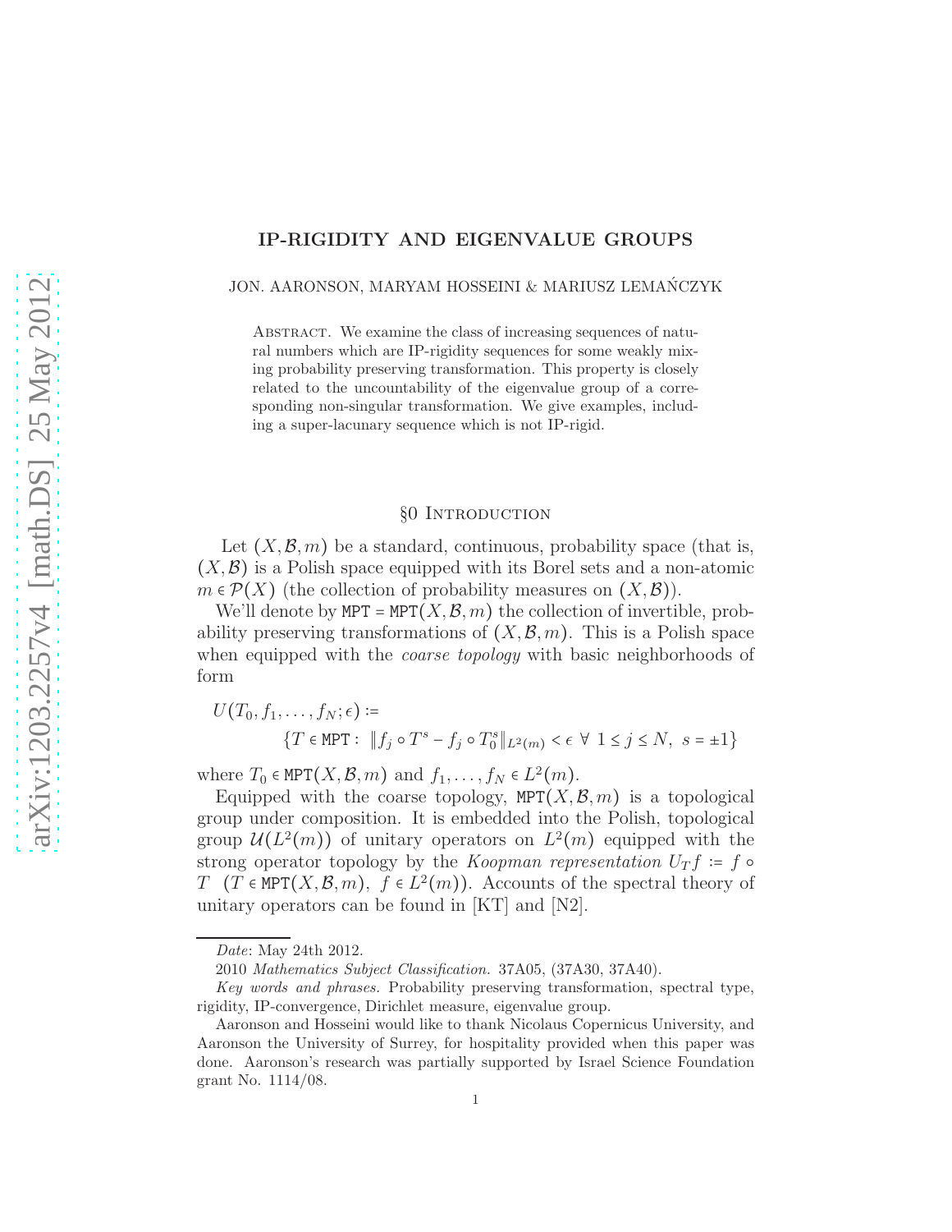# IP-RIGIDITY AND EIGENVALUE GROUPS

JON. AARONSON, MARYAM HOSSEINI & MARIUSZ LEMAŃCZYK

Abstract. We examine the class of increasing sequences of natural numbers which are IP-rigidity sequences for some weakly mixing probability preserving transformation. This property is closely related to the uncountability of the eigenvalue group of a corresponding non-singular transformation. We give examples, including a super-lacunary sequence which is not IP-rigid.

## §0 Introduction

Let $(X, \mathcal{B}, m)$ be a standard, continuous, probability space (that is, $(X, \mathcal{B})$ is a Polish space equipped with its Borel sets and a non-atomic $m \in \mathcal{P}(X)$ (the collection of probability measures on $(X, \mathcal{B})$).

We'll denote by $\mathtt{MPT} = \mathtt{MPT}(X, \mathcal{B}, m)$ the collection of invertible, probability preserving transformations of $(X, \mathcal{B}, m)$. This is a Polish space when equipped with the *coarse topology* with basic neighborhoods of form

$$U(T_0, f_1, \dots, f_N; \epsilon) :=$$
$$\{T \in \mathtt{MPT} : \ \|f_j \circ T^s - f_j \circ T_0^s\|_{L^2(m)} < \epsilon \ \forall \ 1 \leq j \leq N, \ s = \pm 1\}$$

where $T_0 \in \mathtt{MPT}(X, \mathcal{B}, m)$ and $f_1, \dots, f_N \in L^2(m)$.

Equipped with the coarse topology, $\mathtt{MPT}(X, \mathcal{B}, m)$ is a topological group under composition. It is embedded into the Polish, topological group $\mathcal{U}(L^2(m))$ of unitary operators on $L^2(m)$ equipped with the strong operator topology by the *Koopman representation* $U_T f := f \circ T \ \ (T \in \mathtt{MPT}(X, \mathcal{B}, m), \ f \in L^2(m))$. Accounts of the spectral theory of unitary operators can be found in [KT] and [N2].

---

*Date*: May 24th 2012.

2010 *Mathematics Subject Classification.* 37A05, (37A30, 37A40).

*Key words and phrases.* Probability preserving transformation, spectral type, rigidity, IP-convergence, Dirichlet measure, eigenvalue group.

Aaronson and Hosseini would like to thank Nicolaus Copernicus University, and Aaronson the University of Surrey, for hospitality provided when this paper was done. Aaronson's research was partially supported by Israel Science Foundation grant No. 1114/08.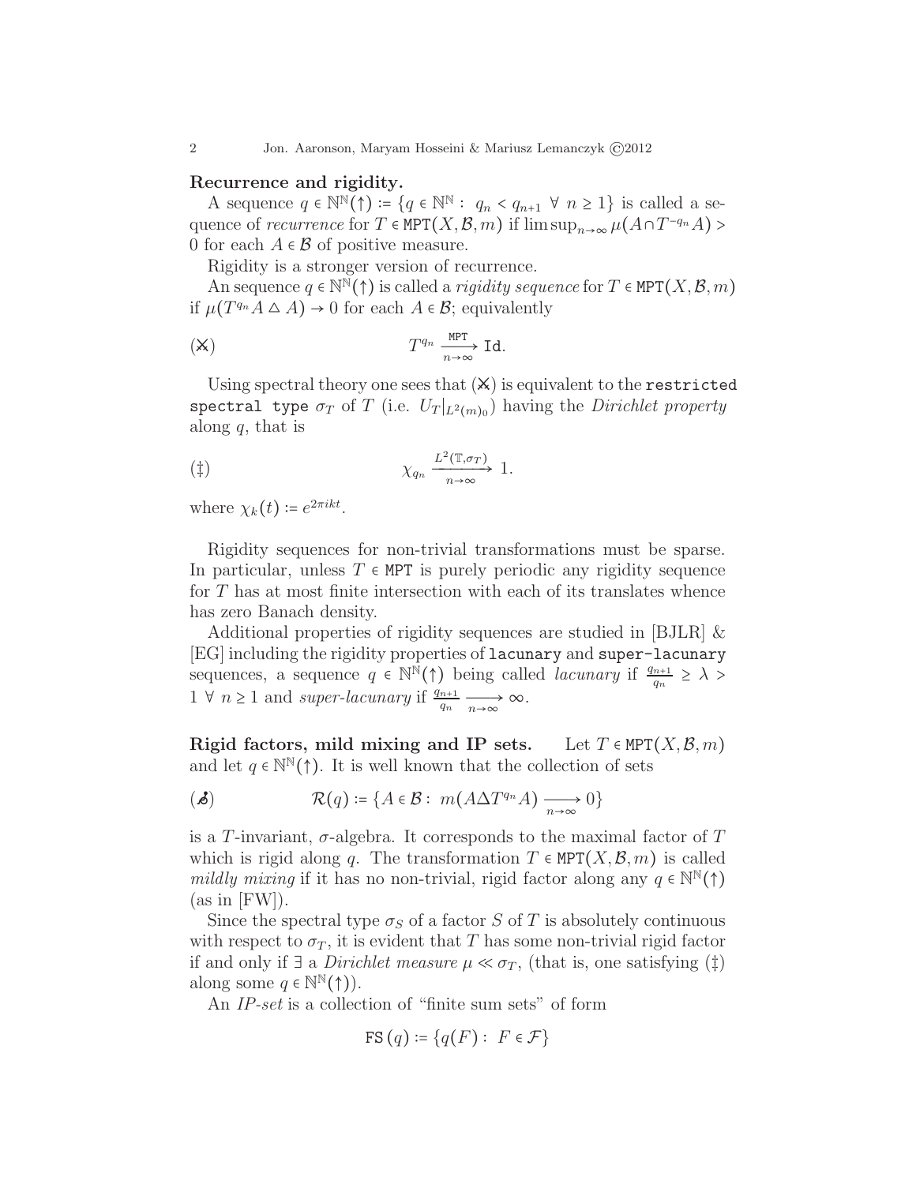**Recurrence and rigidity.**

A sequence $q \in \mathbb{N}^{\mathbb{N}}(\uparrow) := \{q \in \mathbb{N}^{\mathbb{N}} : \ q_n < q_{n+1} \ \forall \ n \geq 1\}$ is called a sequence of *recurrence* for $T \in \mathtt{MPT}(X, \mathcal{B}, m)$ if $\limsup_{n\to\infty} \mu(A \cap T^{-q_n} A) > 0$ for each $A \in \mathcal{B}$ of positive measure.

Rigidity is a stronger version of recurrence.

An sequence $q \in \mathbb{N}^{\mathbb{N}}(\uparrow)$ is called a *rigidity sequence* for $T \in \mathtt{MPT}(X, \mathcal{B}, m)$ if $\mu(T^{q_n} A \triangle A) \to 0$ for each $A \in \mathcal{B}$; equivalently

$$(\times) \qquad T^{q_n} \xrightarrow[n\to\infty]{\mathtt{MPT}} \mathtt{Id}.$$

Using spectral theory one sees that $(\times)$ is equivalent to the `restricted spectral type` $\sigma_T$ of $T$ (i.e. $U_T|_{L^2(m)_0}$) having the *Dirichlet property* along $q$, that is

$$(\ddagger) \qquad \chi_{q_n} \xrightarrow[n\to\infty]{L^2(\mathbb{T},\sigma_T)} 1.$$

where $\chi_k(t) := e^{2\pi i k t}$.

Rigidity sequences for non-trivial transformations must be sparse. In particular, unless $T \in \mathtt{MPT}$ is purely periodic any rigidity sequence for $T$ has at most finite intersection with each of its translates whence has zero Banach density.

Additional properties of rigidity sequences are studied in [BJLR] & [EG] including the rigidity properties of `lacunary` and `super-lacunary` sequences, a sequence $q \in \mathbb{N}^{\mathbb{N}}(\uparrow)$ being called *lacunary* if $\frac{q_{n+1}}{q_n} \geq \lambda > 1 \ \forall \ n \geq 1$ and *super-lacunary* if $\frac{q_{n+1}}{q_n} \xrightarrow[n\to\infty]{} \infty$.

**Rigid factors, mild mixing and IP sets.** Let $T \in \mathtt{MPT}(X, \mathcal{B}, m)$ and let $q \in \mathbb{N}^{\mathbb{N}}(\uparrow)$. It is well known that the collection of sets

$$(\clubsuit) \qquad \mathcal{R}(q) := \{A \in \mathcal{B} : \ m(A \Delta T^{q_n} A) \xrightarrow[n\to\infty]{} 0\}$$

is a $T$-invariant, $\sigma$-algebra. It corresponds to the maximal factor of $T$ which is rigid along $q$. The transformation $T \in \mathtt{MPT}(X, \mathcal{B}, m)$ is called *mildly mixing* if it has no non-trivial, rigid factor along any $q \in \mathbb{N}^{\mathbb{N}}(\uparrow)$ (as in [FW]).

Since the spectral type $\sigma_S$ of a factor $S$ of $T$ is absolutely continuous with respect to $\sigma_T$, it is evident that $T$ has some non-trivial rigid factor if and only if $\exists$ a *Dirichlet measure* $\mu \ll \sigma_T$, (that is, one satisfying $(\ddagger)$ along some $q \in \mathbb{N}^{\mathbb{N}}(\uparrow)$).

An *IP-set* is a collection of "finite sum sets" of form

$$\mathtt{FS}\,(q) := \{q(F) : \ F \in \mathcal{F}\}$$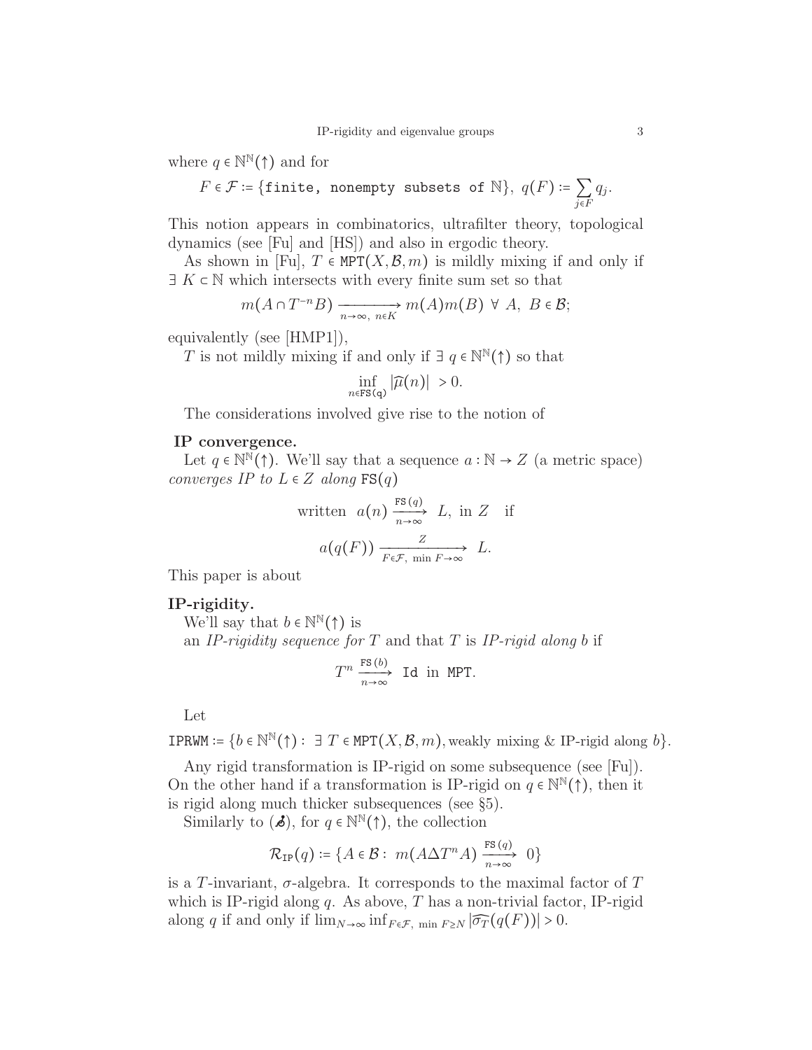where $q \in \mathbb{N}^{\mathbb{N}}(\uparrow)$ and for

$$F \in \mathcal{F} := \{\texttt{finite, nonempty subsets of } \mathbb{N}\},\ q(F) := \sum_{j \in F} q_j.$$

This notion appears in combinatorics, ultrafilter theory, topological dynamics (see [Fu] and [HS]) and also in ergodic theory.

As shown in [Fu], $T \in \texttt{MPT}(X, \mathcal{B}, m)$ is mildly mixing if and only if $\exists\ K \subset \mathbb{N}$ which intersects with every finite sum set so that

$$m(A \cap T^{-n}B) \xrightarrow[n\to\infty,\ n \in K]{} m(A)m(B)\ \forall\ A,\ B \in \mathcal{B};$$

equivalently (see [HMP1]),

$T$ is not mildly mixing if and only if $\exists\ q \in \mathbb{N}^{\mathbb{N}}(\uparrow)$ so that

$$\inf_{n \in \texttt{FS(q)}} |\widehat{\mu}(n)| > 0.$$

The considerations involved give rise to the notion of

**IP convergence.**

Let $q \in \mathbb{N}^{\mathbb{N}}(\uparrow)$. We'll say that a sequence $a : \mathbb{N} \to Z$ (a metric space) *converges IP to* $L \in Z$ *along* $\texttt{FS}(q)$

$$\text{written } \ a(n) \xrightarrow[n\to\infty]{\texttt{FS}\,(q)} L, \text{ in } Z \quad \text{if}$$

$$a(q(F)) \xrightarrow[F \in \mathcal{F},\ \min F \to \infty]{Z} L.$$

This paper is about

**IP-rigidity.**

We'll say that $b \in \mathbb{N}^{\mathbb{N}}(\uparrow)$ is
an *IP-rigidity sequence for* $T$ and that $T$ is *IP-rigid along* $b$ if

$$T^n \xrightarrow[n\to\infty]{\texttt{FS}\,(b)} \texttt{Id} \text{ in } \texttt{MPT}.$$

Let

$\texttt{IPRWM} := \{b \in \mathbb{N}^{\mathbb{N}}(\uparrow) :\ \exists\ T \in \texttt{MPT}(X, \mathcal{B}, m), \text{weakly mixing \& IP-rigid along } b\}.$

Any rigid transformation is IP-rigid on some subsequence (see [Fu]). On the other hand if a transformation is IP-rigid on $q \in \mathbb{N}^{\mathbb{N}}(\uparrow)$, then it is rigid along much thicker subsequences (see §5).

Similarly to (♨), for $q \in \mathbb{N}^{\mathbb{N}}(\uparrow)$, the collection

$$\mathcal{R}_{\texttt{IP}}(q) := \{A \in \mathcal{B} :\ m(A \Delta T^n A) \xrightarrow[n\to\infty]{\texttt{FS}\,(q)} 0\}$$

is a $T$-invariant, $\sigma$-algebra. It corresponds to the maximal factor of $T$ which is IP-rigid along $q$. As above, $T$ has a non-trivial factor, IP-rigid along $q$ if and only if $\lim_{N\to\infty} \inf_{F \in \mathcal{F},\ \min F \geq N} |\widehat{\sigma_T}(q(F))| > 0$.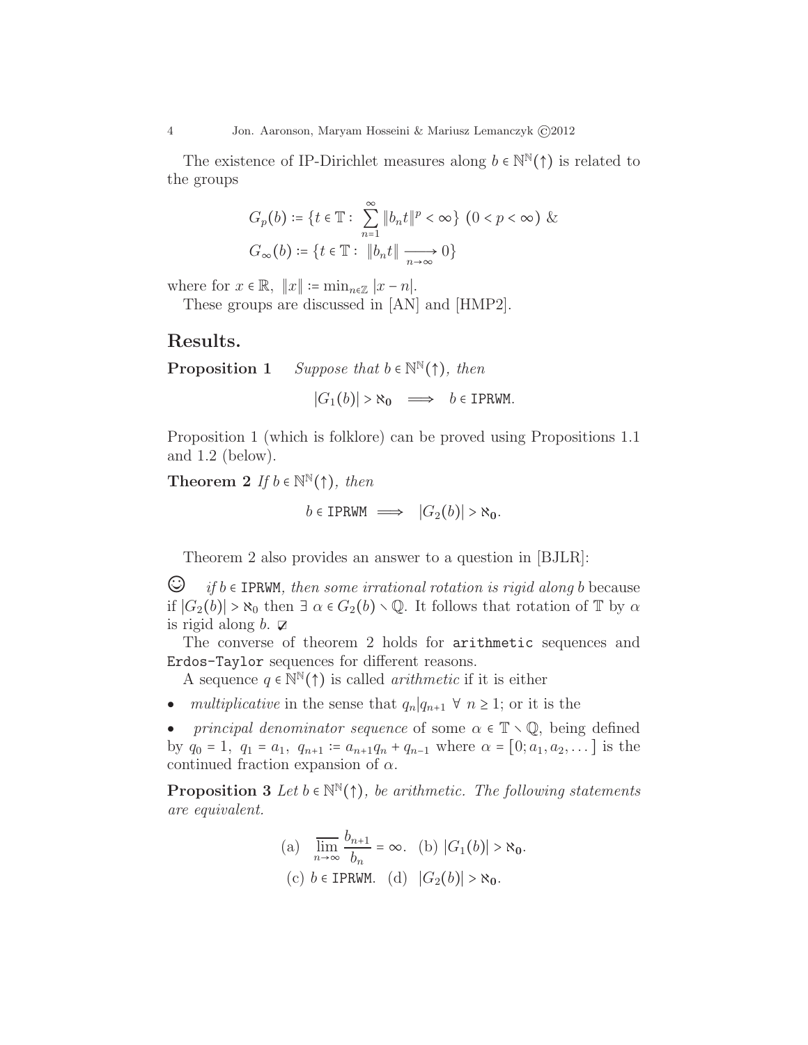The existence of IP-Dirichlet measures along $b \in \mathbb{N}^{\mathbb{N}}(\uparrow)$ is related to the groups

$$G_p(b) := \{t \in \mathbb{T} : \sum_{n=1}^{\infty} \|b_n t\|^p < \infty\} \ (0 < p < \infty) \ \&$$
$$G_\infty(b) := \{t \in \mathbb{T} : \|b_n t\| \xrightarrow[n\to\infty]{} 0\}$$

where for $x \in \mathbb{R}$, $\|x\| := \min_{n \in \mathbb{Z}} |x - n|$.

These groups are discussed in [AN] and [HMP2].

## Results.

**Proposition 1** *Suppose that $b \in \mathbb{N}^{\mathbb{N}}(\uparrow)$, then*

$$|G_1(b)| > \aleph_0 \implies b \in \texttt{IPRWM}.$$

Proposition 1 (which is folklore) can be proved using Propositions 1.1 and 1.2 (below).

**Theorem 2** *If $b \in \mathbb{N}^{\mathbb{N}}(\uparrow)$, then*

$$b \in \texttt{IPRWM} \implies |G_2(b)| > \aleph_0.$$

Theorem 2 also provides an answer to a question in [BJLR]:

☺ *if $b \in \texttt{IPRWM}$, then some irrational rotation is rigid along $b$* because if $|G_2(b)| > \aleph_0$ then $\exists\ \alpha \in G_2(b) \smallsetminus \mathbb{Q}$. It follows that rotation of $\mathbb{T}$ by $\alpha$ is rigid along $b$. ☑

The converse of theorem 2 holds for `arithmetic` sequences and `Erdos-Taylor` sequences for different reasons.

A sequence $q \in \mathbb{N}^{\mathbb{N}}(\uparrow)$ is called *arithmetic* if it is either

- *multiplicative* in the sense that $q_n | q_{n+1}\ \forall\ n \geq 1$; or it is the
- *principal denominator sequence* of some $\alpha \in \mathbb{T} \smallsetminus \mathbb{Q}$, being defined by $q_0 = 1,\ q_1 = a_1,\ q_{n+1} := a_{n+1} q_n + q_{n-1}$ where $\alpha = [0; a_1, a_2, \dots]$ is the continued fraction expansion of $\alpha$.

**Proposition 3** *Let $b \in \mathbb{N}^{\mathbb{N}}(\uparrow)$, be arithmetic. The following statements are equivalent.*

$$\text{(a)} \quad \varlimsup_{n\to\infty} \frac{b_{n+1}}{b_n} = \infty. \quad \text{(b)}\ |G_1(b)| > \aleph_0.$$
$$\text{(c)}\ b \in \texttt{IPRWM}. \quad \text{(d)}\ |G_2(b)| > \aleph_0.$$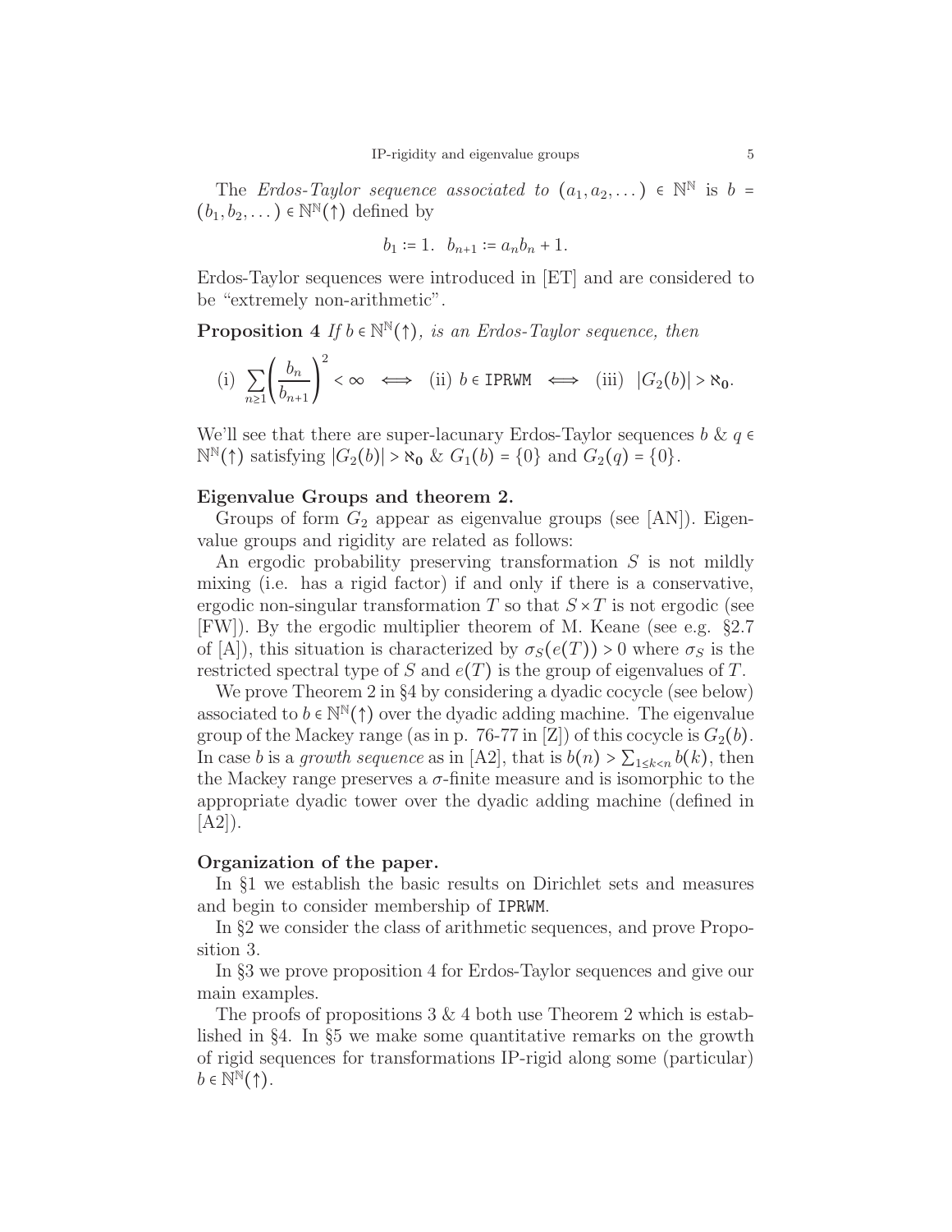The *Erdos-Taylor sequence associated to* $(a_1, a_2, \dots) \in \mathbb{N}^{\mathbb{N}}$ is $b = (b_1, b_2, \dots) \in \mathbb{N}^{\mathbb{N}}(\uparrow)$ defined by

$$b_1 := 1. \quad b_{n+1} := a_n b_n + 1.$$

Erdos-Taylor sequences were introduced in [ET] and are considered to be "extremely non-arithmetic".

**Proposition 4** *If $b \in \mathbb{N}^{\mathbb{N}}(\uparrow)$, is an Erdos-Taylor sequence, then*

$$\text{(i)} \ \sum_{n \geq 1} \left( \frac{b_n}{b_{n+1}} \right)^2 < \infty \iff \text{(ii)} \ b \in \texttt{IPRWM} \iff \text{(iii)} \ |G_2(b)| > \aleph_0.$$

We'll see that there are super-lacunary Erdos-Taylor sequences $b$ & $q \in \mathbb{N}^{\mathbb{N}}(\uparrow)$ satisfying $|G_2(b)| > \aleph_0$ & $G_1(b) = \{0\}$ and $G_2(q) = \{0\}$.

**Eigenvalue Groups and theorem 2.**

Groups of form $G_2$ appear as eigenvalue groups (see [AN]). Eigenvalue groups and rigidity are related as follows:

An ergodic probability preserving transformation $S$ is not mildly mixing (i.e. has a rigid factor) if and only if there is a conservative, ergodic non-singular transformation $T$ so that $S \times T$ is not ergodic (see [FW]). By the ergodic multiplier theorem of M. Keane (see e.g. §2.7 of [A]), this situation is characterized by $\sigma_S(e(T)) > 0$ where $\sigma_S$ is the restricted spectral type of $S$ and $e(T)$ is the group of eigenvalues of $T$.

We prove Theorem 2 in §4 by considering a dyadic cocycle (see below) associated to $b \in \mathbb{N}^{\mathbb{N}}(\uparrow)$ over the dyadic adding machine. The eigenvalue group of the Mackey range (as in p. 76-77 in [Z]) of this cocycle is $G_2(b)$. In case $b$ is a *growth sequence* as in [A2], that is $b(n) > \sum_{1 \leq k < n} b(k)$, then the Mackey range preserves a $\sigma$-finite measure and is isomorphic to the appropriate dyadic tower over the dyadic adding machine (defined in [A2]).

**Organization of the paper.**

In §1 we establish the basic results on Dirichlet sets and measures and begin to consider membership of `IPRWM`.

In §2 we consider the class of arithmetic sequences, and prove Proposition 3.

In §3 we prove proposition 4 for Erdos-Taylor sequences and give our main examples.

The proofs of propositions 3 & 4 both use Theorem 2 which is established in §4. In §5 we make some quantitative remarks on the growth of rigid sequences for transformations IP-rigid along some (particular) $b \in \mathbb{N}^{\mathbb{N}}(\uparrow)$.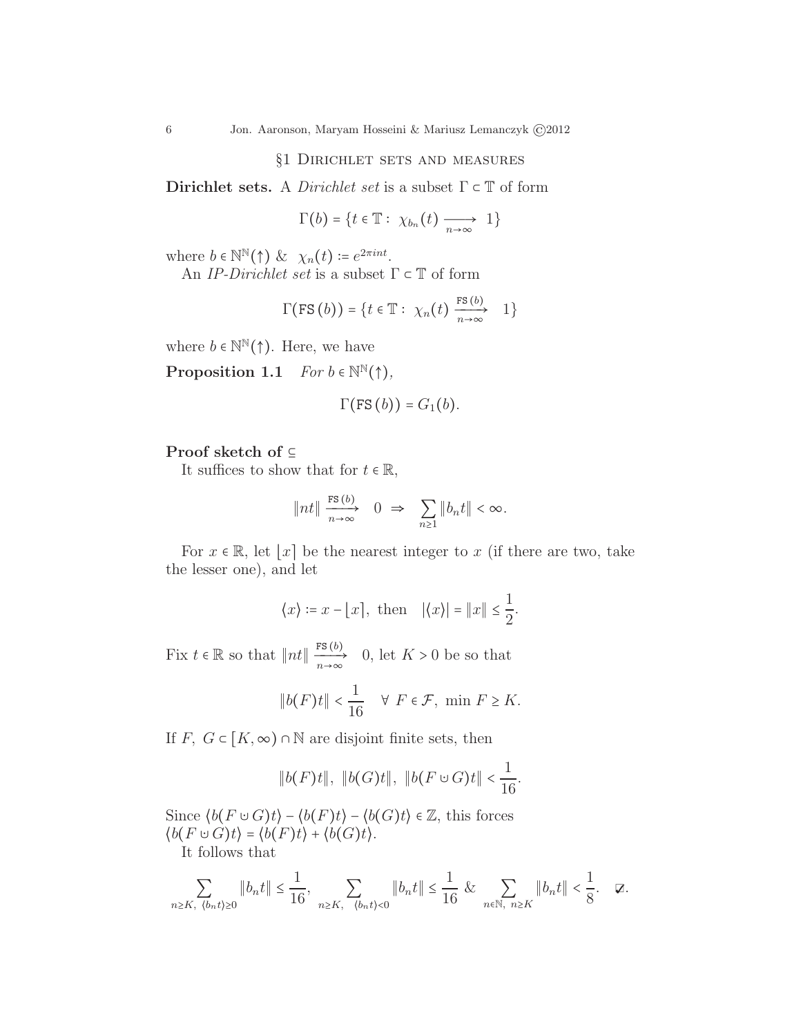## §1 Dirichlet sets and measures

**Dirichlet sets.** A *Dirichlet set* is a subset $\Gamma \subset \mathbb{T}$ of form

$$\Gamma(b) = \{t \in \mathbb{T} : \ \chi_{b_n}(t) \xrightarrow[n\to\infty]{} 1\}$$

where $b \in \mathbb{N}^{\mathbb{N}}(\uparrow)$ & $\chi_n(t) := e^{2\pi int}$.

An *IP-Dirichlet set* is a subset $\Gamma \subset \mathbb{T}$ of form

$$\Gamma(\mathtt{FS}\,(b)) = \{t \in \mathbb{T} : \ \chi_n(t) \xrightarrow[n\to\infty]{\mathtt{FS}\,(b)} 1\}$$

where $b \in \mathbb{N}^{\mathbb{N}}(\uparrow)$. Here, we have

**Proposition 1.1** *For $b \in \mathbb{N}^{\mathbb{N}}(\uparrow)$,*

$$\Gamma(\mathtt{FS}\,(b)) = G_1(b).$$

**Proof sketch of $\subseteq$**

It suffices to show that for $t \in \mathbb{R}$,

$$\|nt\| \xrightarrow[n\to\infty]{\mathtt{FS}\,(b)} 0 \ \Rightarrow \ \sum_{n\ge 1} \|b_n t\| < \infty.$$

For $x \in \mathbb{R}$, let $\lfloor x \rceil$ be the nearest integer to $x$ (if there are two, take the lesser one), and let

$$\langle x \rangle := x - \lfloor x \rceil, \text{ then } \ |\langle x \rangle| = \|x\| \le \frac{1}{2}.$$

Fix $t \in \mathbb{R}$ so that $\|nt\| \xrightarrow[n\to\infty]{\mathtt{FS}\,(b)} 0$, let $K > 0$ be so that

$$\|b(F)t\| < \frac{1}{16} \quad \forall \ F \in \mathcal{F}, \ \min F \ge K.$$

If $F, \ G \subset [K, \infty) \cap \mathbb{N}$ are disjoint finite sets, then

$$\|b(F)t\|, \ \|b(G)t\|, \ \|b(F \uplus G)t\| < \frac{1}{16}.$$

Since $\langle b(F \uplus G)t \rangle - \langle b(F)t \rangle - \langle b(G)t \rangle \in \mathbb{Z}$, this forces $\langle b(F \uplus G)t \rangle = \langle b(F)t \rangle + \langle b(G)t \rangle$.

It follows that

$$\sum_{n\ge K, \ \langle b_n t \rangle \ge 0} \|b_n t\| \le \frac{1}{16}, \ \sum_{n\ge K, \ \langle b_n t \rangle < 0} \|b_n t\| \le \frac{1}{16} \ \& \ \sum_{n\in\mathbb{N}, \ n\ge K} \|b_n t\| < \frac{1}{8}. \quad ☑.$$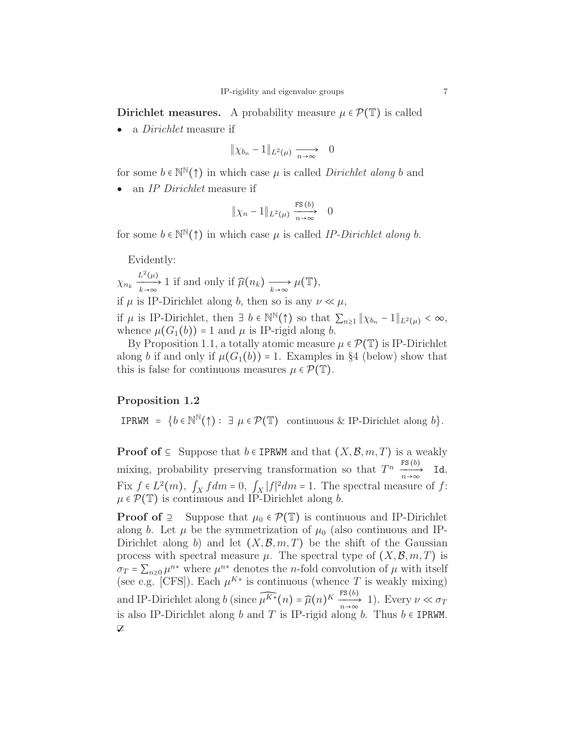**Dirichlet measures.** A probability measure $\mu \in \mathcal{P}(\mathbb{T})$ is called

- a *Dirichlet* measure if

$$\|\chi_{b_n} - 1\|_{L^2(\mu)} \xrightarrow[n\to\infty]{} 0$$

for some $b \in \mathbb{N}^{\mathbb{N}}(\uparrow)$ in which case $\mu$ is called *Dirichlet along* $b$ and

- an *IP Dirichlet* measure if

$$\|\chi_n - 1\|_{L^2(\mu)} \xrightarrow[n\to\infty]{\texttt{FS}(b)} 0$$

for some $b \in \mathbb{N}^{\mathbb{N}}(\uparrow)$ in which case $\mu$ is called *IP-Dirichlet along* $b$.

Evidently:

$\chi_{n_k} \xrightarrow[k\to\infty]{L^2(\mu)} 1$ if and only if $\widehat{\mu}(n_k) \xrightarrow[k\to\infty]{} \mu(\mathbb{T})$,

if $\mu$ is IP-Dirichlet along $b$, then so is any $\nu \ll \mu$,

if $\mu$ is IP-Dirichlet, then $\exists\ b \in \mathbb{N}^{\mathbb{N}}(\uparrow)$ so that $\sum_{n\ge 1}\|\chi_{b_n} - 1\|_{L^2(\mu)} < \infty$, whence $\mu(G_1(b)) = 1$ and $\mu$ is IP-rigid along $b$.

By Proposition 1.1, a totally atomic measure $\mu \in \mathcal{P}(\mathbb{T})$ is IP-Dirichlet along $b$ if and only if $\mu(G_1(b)) = 1$. Examples in §4 (below) show that this is false for continuous measures $\mu \in \mathcal{P}(\mathbb{T})$.

**Proposition 1.2**

$$\texttt{IPRWM} = \{b \in \mathbb{N}^{\mathbb{N}}(\uparrow) :\ \exists\ \mu \in \mathcal{P}(\mathbb{T}) \text{ continuous \& IP-Dirichlet along } b\}.$$

**Proof of** $\subseteq$ Suppose that $b \in \texttt{IPRWM}$ and that $(X, \mathcal{B}, m, T)$ is a weakly mixing, probability preserving transformation so that $T^n \xrightarrow[n\to\infty]{\texttt{FS}(b)} \texttt{Id}$. Fix $f \in L^2(m)$, $\int_X f dm = 0$, $\int_X |f|^2 dm = 1$. The spectral measure of $f$: $\mu \in \mathcal{P}(\mathbb{T})$ is continuous and IP-Dirichlet along $b$.

**Proof of** $\supseteq$ Suppose that $\mu_0 \in \mathcal{P}(\mathbb{T})$ is continuous and IP-Dirichlet along $b$. Let $\mu$ be the symmetrization of $\mu_0$ (also continuous and IP-Dirichlet along $b$) and let $(X, \mathcal{B}, m, T)$ be the shift of the Gaussian process with spectral measure $\mu$. The spectral type of $(X, \mathcal{B}, m, T)$ is $\sigma_T = \sum_{n\ge 0}\mu^{n*}$ where $\mu^{n*}$ denotes the $n$-fold convolution of $\mu$ with itself (see e.g. [CFS]). Each $\mu^{K*}$ is continuous (whence $T$ is weakly mixing) and IP-Dirichlet along $b$ (since $\widehat{\mu^{K*}}(n) = \widehat{\mu}(n)^K \xrightarrow[n\to\infty]{\texttt{FS}(b)} 1$). Every $\nu \ll \sigma_T$ is also IP-Dirichlet along $b$ and $T$ is IP-rigid along $b$. Thus $b \in \texttt{IPRWM}$. ☑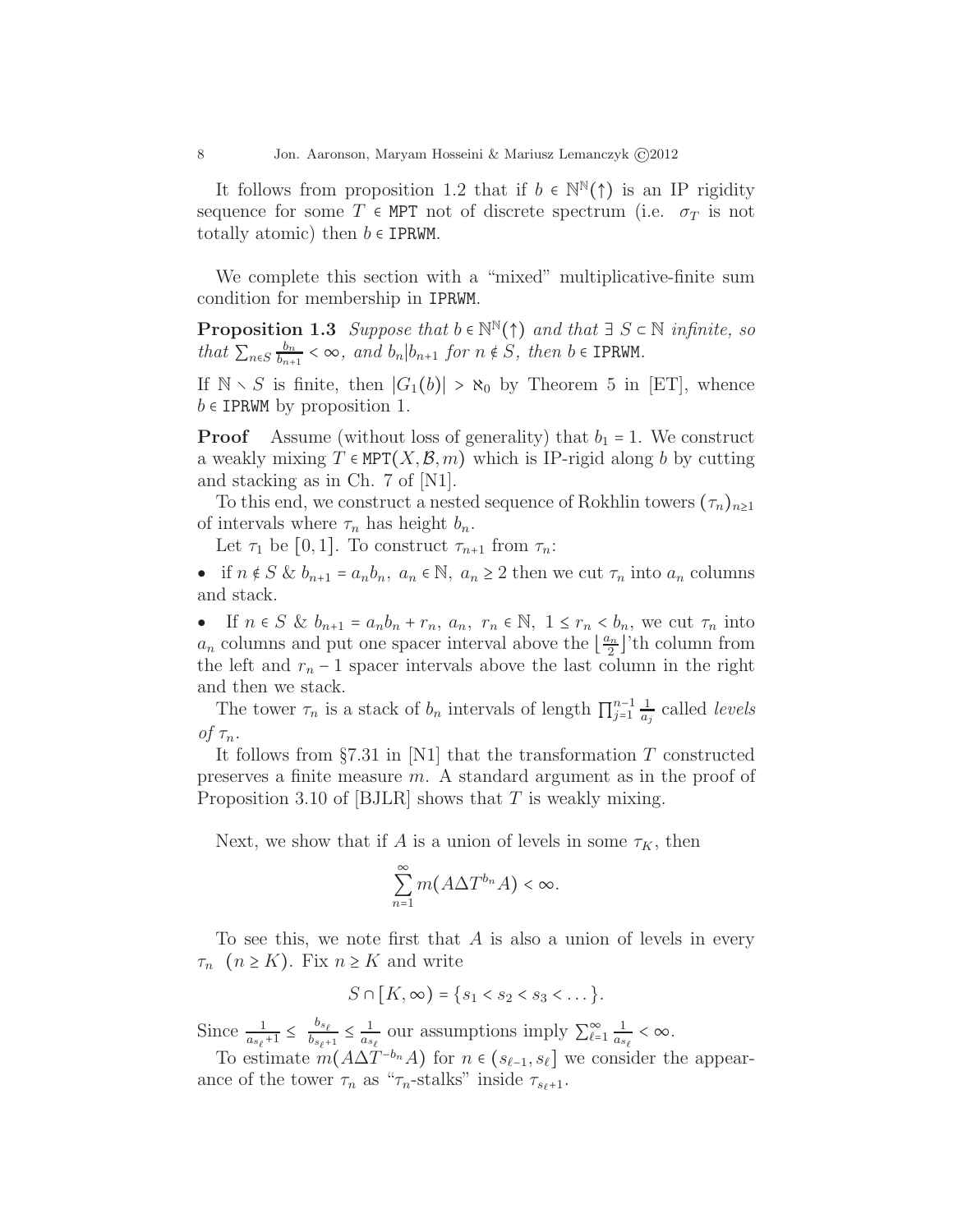It follows from proposition 1.2 that if $b \in \mathbb{N}^{\mathbb{N}}(\uparrow)$ is an IP rigidity sequence for some $T \in \texttt{MPT}$ not of discrete spectrum (i.e. $\sigma_T$ is not totally atomic) then $b \in \texttt{IPRWM}$.

We complete this section with a "mixed" multiplicative-finite sum condition for membership in IPRWM.

**Proposition 1.3** *Suppose that $b \in \mathbb{N}^{\mathbb{N}}(\uparrow)$ and that $\exists\ S \subset \mathbb{N}$ infinite, so that $\sum_{n \in S} \frac{b_n}{b_{n+1}} < \infty$, and $b_n | b_{n+1}$ for $n \notin S$, then $b \in \texttt{IPRWM}$.*

If $\mathbb{N} \setminus S$ is finite, then $|G_1(b)| > \aleph_0$ by Theorem 5 in [ET], whence $b \in \texttt{IPRWM}$ by proposition 1.

**Proof** Assume (without loss of generality) that $b_1 = 1$. We construct a weakly mixing $T \in \texttt{MPT}(X, \mathcal{B}, m)$ which is IP-rigid along $b$ by cutting and stacking as in Ch. 7 of [N1].

To this end, we construct a nested sequence of Rokhlin towers $(\tau_n)_{n \geq 1}$ of intervals where $\tau_n$ has height $b_n$.

Let $\tau_1$ be $[0, 1]$. To construct $\tau_{n+1}$ from $\tau_n$:

- if $n \notin S$ & $b_{n+1} = a_n b_n,\ a_n \in \mathbb{N},\ a_n \geq 2$ then we cut $\tau_n$ into $a_n$ columns and stack.
- If $n \in S$ & $b_{n+1} = a_n b_n + r_n,\ a_n,\ r_n \in \mathbb{N},\ 1 \leq r_n < b_n$, we cut $\tau_n$ into $a_n$ columns and put one spacer interval above the $\lfloor \frac{a_n}{2} \rfloor$'th column from the left and $r_n - 1$ spacer intervals above the last column in the right and then we stack.

The tower $\tau_n$ is a stack of $b_n$ intervals of length $\prod_{j=1}^{n-1} \frac{1}{a_j}$ called *levels of $\tau_n$*.

It follows from §7.31 in [N1] that the transformation $T$ constructed preserves a finite measure $m$. A standard argument as in the proof of Proposition 3.10 of [BJLR] shows that $T$ is weakly mixing.

Next, we show that if $A$ is a union of levels in some $\tau_K$, then

$$\sum_{n=1}^{\infty} m(A \Delta T^{b_n} A) < \infty.$$

To see this, we note first that $A$ is also a union of levels in every $\tau_n\ \ (n \geq K)$. Fix $n \geq K$ and write

$$S \cap [K, \infty) = \{s_1 < s_2 < s_3 < \dots\}.$$

Since $\frac{1}{a_{s_\ell}+1} \leq \frac{b_{s_\ell}}{b_{s_\ell+1}} \leq \frac{1}{a_{s_\ell}}$ our assumptions imply $\sum_{\ell=1}^{\infty} \frac{1}{a_{s_\ell}} < \infty$.

To estimate $m(A \Delta T^{-b_n} A)$ for $n \in (s_{\ell-1}, s_\ell]$ we consider the appearance of the tower $\tau_n$ as "$\tau_n$-stalks" inside $\tau_{s_\ell+1}$.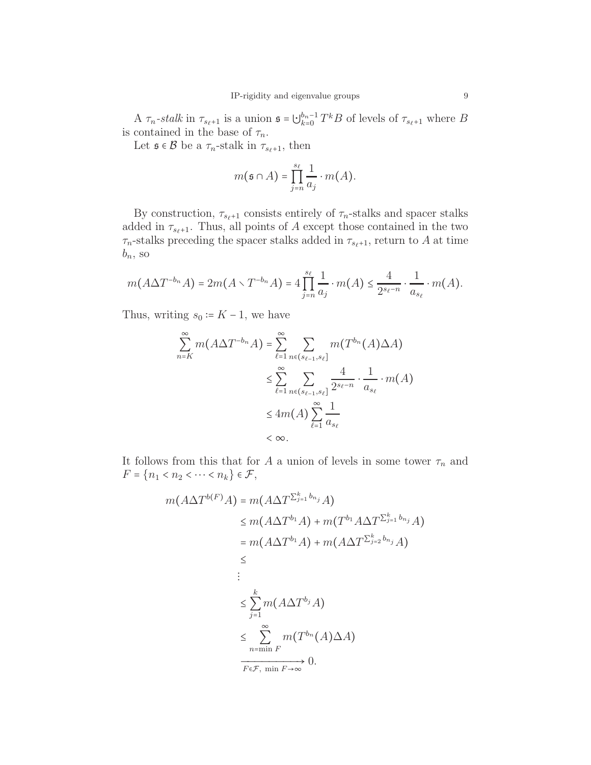A $\tau_n$-*stalk* in $\tau_{s_\ell+1}$ is a union $\mathfrak{s} = \bigcup_{k=0}^{b_n-1} T^k B$ of levels of $\tau_{s_\ell+1}$ where $B$ is contained in the base of $\tau_n$.

Let $\mathfrak{s} \in \mathcal{B}$ be a $\tau_n$-stalk in $\tau_{s_\ell+1}$, then

$$m(\mathfrak{s} \cap A) = \prod_{j=n}^{s_\ell} \frac{1}{a_j} \cdot m(A).$$

By construction, $\tau_{s_\ell+1}$ consists entirely of $\tau_n$-stalks and spacer stalks added in $\tau_{s_\ell+1}$. Thus, all points of $A$ except those contained in the two $\tau_n$-stalks preceding the spacer stalks added in $\tau_{s_\ell+1}$, return to $A$ at time $b_n$, so

$$m(A \Delta T^{-b_n} A) = 2m(A \setminus T^{-b_n} A) = 4 \prod_{j=n}^{s_\ell} \frac{1}{a_j} \cdot m(A) \le \frac{4}{2^{s_\ell - n}} \cdot \frac{1}{a_{s_\ell}} \cdot m(A).$$

Thus, writing $s_0 \coloneqq K-1$, we have

$$\begin{aligned}
\sum_{n=K}^{\infty} m(A \Delta T^{-b_n} A) &= \sum_{\ell=1}^{\infty} \sum_{n \in (s_{\ell-1}, s_\ell]} m(T^{b_n}(A) \Delta A) \\
&\le \sum_{\ell=1}^{\infty} \sum_{n \in (s_{\ell-1}, s_\ell]} \frac{4}{2^{s_\ell - n}} \cdot \frac{1}{a_{s_\ell}} \cdot m(A) \\
&\le 4m(A) \sum_{\ell=1}^{\infty} \frac{1}{a_{s_\ell}} \\
&< \infty.
\end{aligned}$$

It follows from this that for $A$ a union of levels in some tower $\tau_n$ and $F = \{n_1 < n_2 < \cdots < n_k\} \in \mathcal{F}$,

$$\begin{aligned}
m(A \Delta T^{b(F)} A) &= m(A \Delta T^{\sum_{j=1}^{k} b_{n_j}} A) \\
&\le m(A \Delta T^{b_1} A) + m(T^{b_1} A \Delta T^{\sum_{j=1}^{k} b_{n_j}} A) \\
&= m(A \Delta T^{b_1} A) + m(A \Delta T^{\sum_{j=2}^{k} b_{n_j}} A) \\
&\le \\
&\vdots \\
&\le \sum_{j=1}^{k} m(A \Delta T^{b_j} A) \\
&\le \sum_{n=\min F}^{\infty} m(T^{b_n}(A) \Delta A) \\
&\xrightarrow[F \in \mathcal{F},\ \min F \to \infty]{} 0.
\end{aligned}$$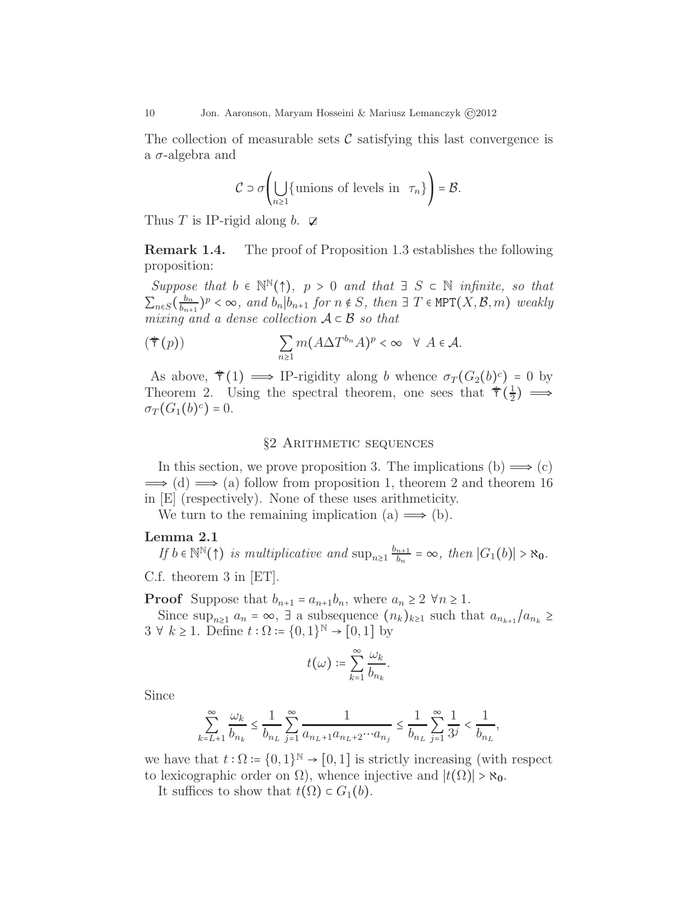The collection of measurable sets $\mathcal{C}$ satisfying this last convergence is a $\sigma$-algebra and

$$\mathcal{C} \supset \sigma\left(\bigcup_{n\geq 1}\{\text{unions of levels in } \ \tau_n\}\right) = \mathcal{B}.$$

Thus $T$ is IP-rigid along $b$. ☑

**Remark 1.4.** The proof of Proposition 1.3 establishes the following proposition:

*Suppose that $b \in \mathbb{N}^{\mathbb{N}}(\uparrow)$, $p > 0$ and that $\exists\ S \subset \mathbb{N}$ infinite, so that $\sum_{n\in S}(\frac{b_n}{b_{n+1}})^p < \infty$, and $b_n | b_{n+1}$ for $n \notin S$, then $\exists\ T \in \mathtt{MPT}(X, \mathcal{B}, m)$ weakly mixing and a dense collection $\mathcal{A} \subset \mathcal{B}$ so that*

$$(\dagger(p)) \qquad\qquad \sum_{n\geq 1} m(A \Delta T^{b_n} A)^p < \infty \quad \forall\ A \in \mathcal{A}.$$

As above, $\dagger(1) \implies$ IP-rigidity along $b$ whence $\sigma_T(G_2(b)^c) = 0$ by Theorem 2. Using the spectral theorem, one sees that $\dagger(\frac{1}{2}) \implies \sigma_T(G_1(b)^c) = 0$.

## §2 Arithmetic sequences

In this section, we prove proposition 3. The implications (b) $\implies$ (c) $\implies$ (d) $\implies$ (a) follow from proposition 1, theorem 2 and theorem 16 in [E] (respectively). None of these uses arithmeticity.

We turn to the remaining implication (a) $\implies$ (b).

**Lemma 2.1**

*If $b \in \mathbb{N}^{\mathbb{N}}(\uparrow)$ is multiplicative and $\sup_{n\geq 1} \frac{b_{n+1}}{b_n} = \infty$, then $|G_1(b)| > \aleph_0$.*

C.f. theorem 3 in [ET].

**Proof** Suppose that $b_{n+1} = a_{n+1} b_n$, where $a_n \geq 2\ \forall n \geq 1$.

Since $\sup_{n\geq 1} a_n = \infty$, $\exists$ a subsequence $(n_k)_{k\geq 1}$ such that $a_{n_{k+1}}/a_{n_k} \geq 3\ \forall\ k \geq 1$. Define $t : \Omega := \{0,1\}^{\mathbb{N}} \to [0,1]$ by

$$t(\omega) := \sum_{k=1}^{\infty} \frac{\omega_k}{b_{n_k}}.$$

Since

$$\sum_{k=L+1}^{\infty} \frac{\omega_k}{b_{n_k}} \leq \frac{1}{b_{n_L}} \sum_{j=1}^{\infty} \frac{1}{a_{n_L+1} a_{n_L+2} \cdots a_{n_j}} \leq \frac{1}{b_{n_L}} \sum_{j=1}^{\infty} \frac{1}{3^j} < \frac{1}{b_{n_L}},$$

we have that $t : \Omega := \{0,1\}^{\mathbb{N}} \to [0,1]$ is strictly increasing (with respect to lexicographic order on $\Omega$), whence injective and $|t(\Omega)| > \aleph_0$.

It suffices to show that $t(\Omega) \subset G_1(b)$.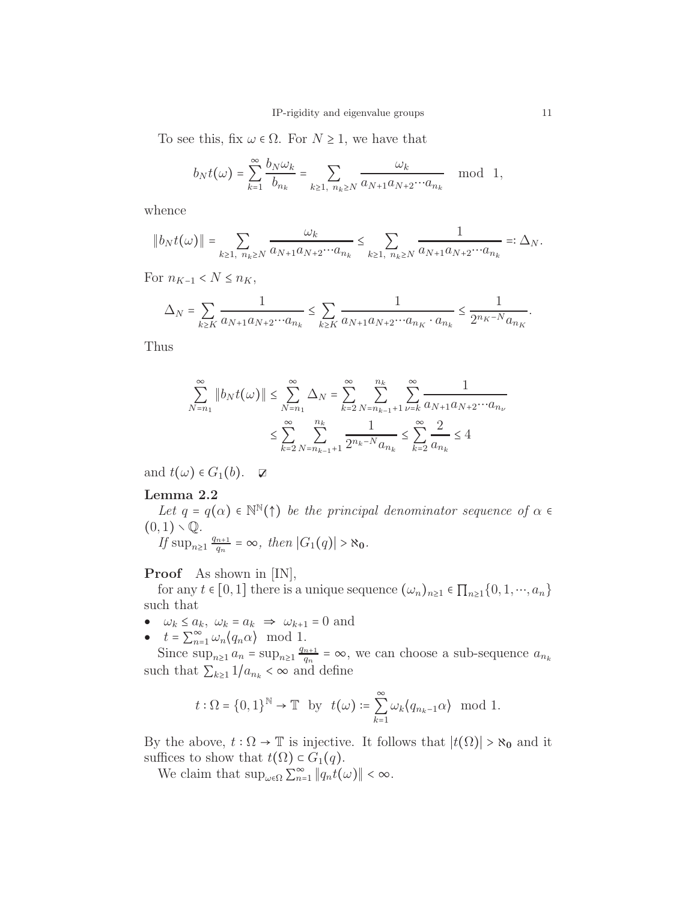To see this, fix $\omega \in \Omega$. For $N \geq 1$, we have that

$$b_N t(\omega) = \sum_{k=1}^{\infty} \frac{b_N \omega_k}{b_{n_k}} = \sum_{k\geq 1,\ n_k \geq N} \frac{\omega_k}{a_{N+1} a_{N+2} \cdots a_{n_k}} \mod 1,$$

whence

$$\|b_N t(\omega)\| = \sum_{k\geq 1,\ n_k \geq N} \frac{\omega_k}{a_{N+1} a_{N+2} \cdots a_{n_k}} \leq \sum_{k\geq 1,\ n_k \geq N} \frac{1}{a_{N+1} a_{N+2} \cdots a_{n_k}} =: \Delta_N.$$

For $n_{K-1} < N \leq n_K$,

$$\Delta_N = \sum_{k\geq K} \frac{1}{a_{N+1} a_{N+2} \cdots a_{n_k}} \leq \sum_{k\geq K} \frac{1}{a_{N+1} a_{N+2} \cdots a_{n_K} \cdot a_{n_k}} \leq \frac{1}{2^{n_K - N} a_{n_K}}.$$

Thus

$$\begin{aligned}
\sum_{N=n_1}^{\infty} \|b_N t(\omega)\| \leq \sum_{N=n_1}^{\infty} \Delta_N &= \sum_{k=2}^{\infty} \sum_{N=n_{k-1}+1}^{n_k} \sum_{\nu=k}^{\infty} \frac{1}{a_{N+1} a_{N+2} \cdots a_{n_\nu}} \\
&\leq \sum_{k=2}^{\infty} \sum_{N=n_{k-1}+1}^{n_k} \frac{1}{2^{n_k - N} a_{n_k}} \leq \sum_{k=2}^{\infty} \frac{2}{a_{n_k}} \leq 4
\end{aligned}$$

and $t(\omega) \in G_1(b)$. ☑

**Lemma 2.2**

*Let $q = q(\alpha) \in \mathbb{N}^{\mathbb{N}}(\uparrow)$ be the principal denominator sequence of $\alpha \in (0,1) \smallsetminus \mathbb{Q}$.*

*If $\sup_{n\geq 1} \frac{q_{n+1}}{q_n} = \infty$, then $|G_1(q)| > \aleph_0$.*

**Proof** As shown in [IN],

for any $t \in [0,1]$ there is a unique sequence $(\omega_n)_{n\geq 1} \in \prod_{n\geq 1}\{0,1,\cdots,a_n\}$ such that

- $\omega_k \leq a_k,\ \omega_k = a_k \Rightarrow \omega_{k+1} = 0$ and
- $t = \sum_{n=1}^{\infty} \omega_n \langle q_n \alpha \rangle \mod 1$.

Since $\sup_{n\geq 1} a_n = \sup_{n\geq 1} \frac{q_{n+1}}{q_n} = \infty$, we can choose a sub-sequence $a_{n_k}$ such that $\sum_{k\geq 1} 1/a_{n_k} < \infty$ and define

$$t : \Omega = \{0,1\}^{\mathbb{N}} \to \mathbb{T} \ \text{ by } \ t(\omega) := \sum_{k=1}^{\infty} \omega_k \langle q_{n_k - 1} \alpha \rangle \mod 1.$$

By the above, $t : \Omega \to \mathbb{T}$ is injective. It follows that $|t(\Omega)| > \aleph_0$ and it suffices to show that $t(\Omega) \subset G_1(q)$.

We claim that $\sup_{\omega\in\Omega} \sum_{n=1}^{\infty} \|q_n t(\omega)\| < \infty$.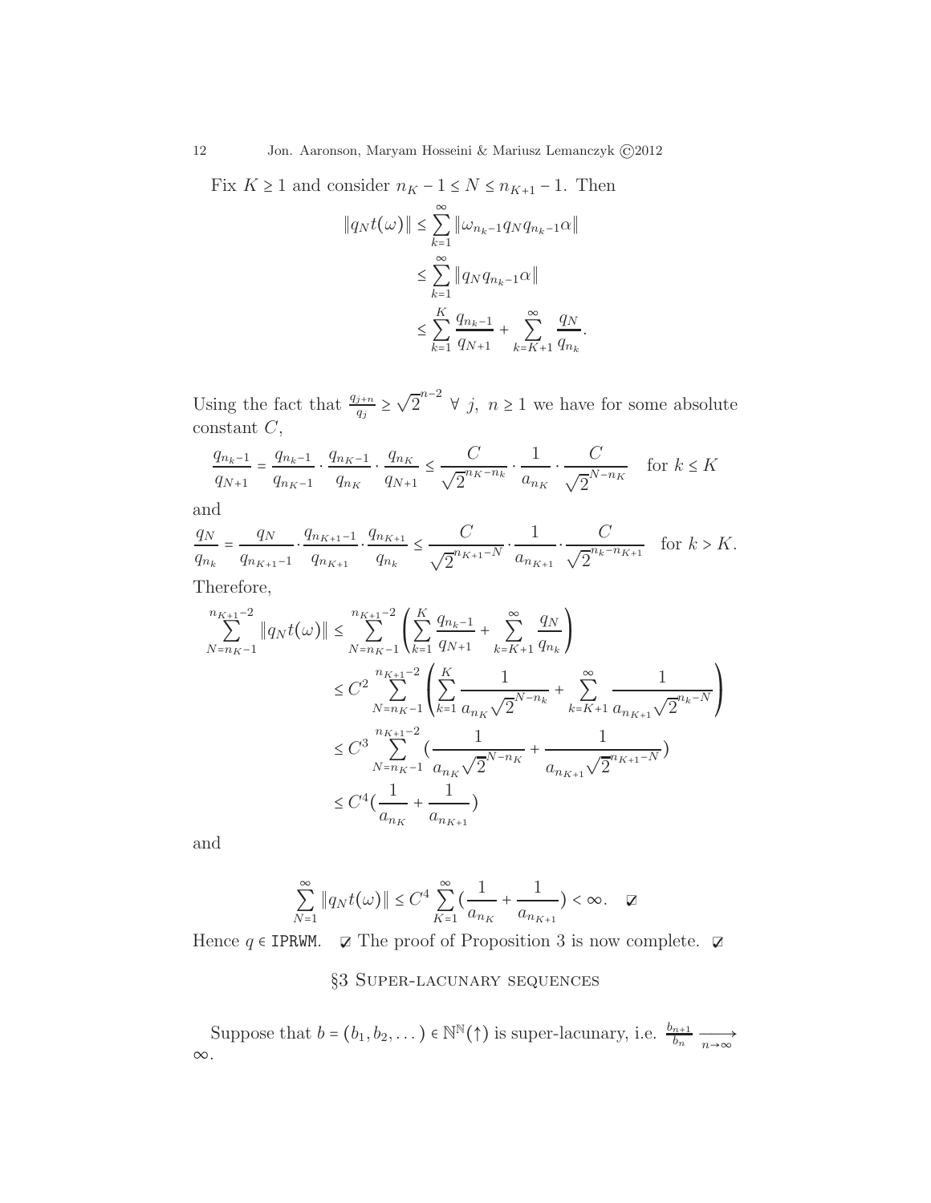Fix $K \geq 1$ and consider $n_K - 1 \leq N \leq n_{K+1} - 1$. Then

$$\begin{aligned}
\|q_N t(\omega)\| &\leq \sum_{k=1}^{\infty} \|\omega_{n_k - 1} q_N q_{n_k - 1} \alpha\| \\
&\leq \sum_{k=1}^{\infty} \|q_N q_{n_k - 1} \alpha\| \\
&\leq \sum_{k=1}^{K} \frac{q_{n_k - 1}}{q_{N+1}} + \sum_{k=K+1}^{\infty} \frac{q_N}{q_{n_k}}.
\end{aligned}$$

Using the fact that $\frac{q_{j+n}}{q_j} \geq \sqrt{2}^{n-2} \ \forall \ j, \ n \geq 1$ we have for some absolute constant $C$,

$$\frac{q_{n_k - 1}}{q_{N+1}} = \frac{q_{n_k - 1}}{q_{n_K - 1}} \cdot \frac{q_{n_K - 1}}{q_{n_K}} \cdot \frac{q_{n_K}}{q_{N+1}} \leq \frac{C}{\sqrt{2}^{n_K - n_k}} \cdot \frac{1}{a_{n_K}} \cdot \frac{C}{\sqrt{2}^{N - n_K}} \quad \text{for } k \leq K$$

and

$$\frac{q_N}{q_{n_k}} = \frac{q_N}{q_{n_{K+1} - 1}} \cdot \frac{q_{n_{K+1} - 1}}{q_{n_{K+1}}} \cdot \frac{q_{n_{K+1}}}{q_{n_k}} \leq \frac{C}{\sqrt{2}^{n_{K+1} - N}} \cdot \frac{1}{a_{n_{K+1}}} \cdot \frac{C}{\sqrt{2}^{n_k - n_{K+1}}} \quad \text{for } k > K.$$

Therefore,

$$\begin{aligned}
\sum_{N=n_K - 1}^{n_{K+1} - 2} \|q_N t(\omega)\| &\leq \sum_{N=n_K - 1}^{n_{K+1} - 2} \left( \sum_{k=1}^{K} \frac{q_{n_k - 1}}{q_{N+1}} + \sum_{k=K+1}^{\infty} \frac{q_N}{q_{n_k}} \right) \\
&\leq C^2 \sum_{N=n_K - 1}^{n_{K+1} - 2} \left( \sum_{k=1}^{K} \frac{1}{a_{n_K} \sqrt{2}^{N - n_k}} + \sum_{k=K+1}^{\infty} \frac{1}{a_{n_{K+1}} \sqrt{2}^{n_k - N}} \right) \\
&\leq C^3 \sum_{N=n_K - 1}^{n_{K+1} - 2} \left( \frac{1}{a_{n_K} \sqrt{2}^{N - n_K}} + \frac{1}{a_{n_{K+1}} \sqrt{2}^{n_{K+1} - N}} \right) \\
&\leq C^4 \left( \frac{1}{a_{n_K}} + \frac{1}{a_{n_{K+1}}} \right)
\end{aligned}$$

and

$$\sum_{N=1}^{\infty} \|q_N t(\omega)\| \leq C^4 \sum_{K=1}^{\infty} \left( \frac{1}{a_{n_K}} + \frac{1}{a_{n_{K+1}}} \right) < \infty. \quad ☑$$

Hence $q \in$ IPRWM. ☑ The proof of Proposition 3 is now complete. ☑

## §3 Super-lacunary sequences

Suppose that $b = (b_1, b_2, \dots) \in \mathbb{N}^{\mathbb{N}}(\uparrow)$ is super-lacunary, i.e. $\frac{b_{n+1}}{b_n} \xrightarrow[n \to \infty]{} \infty$.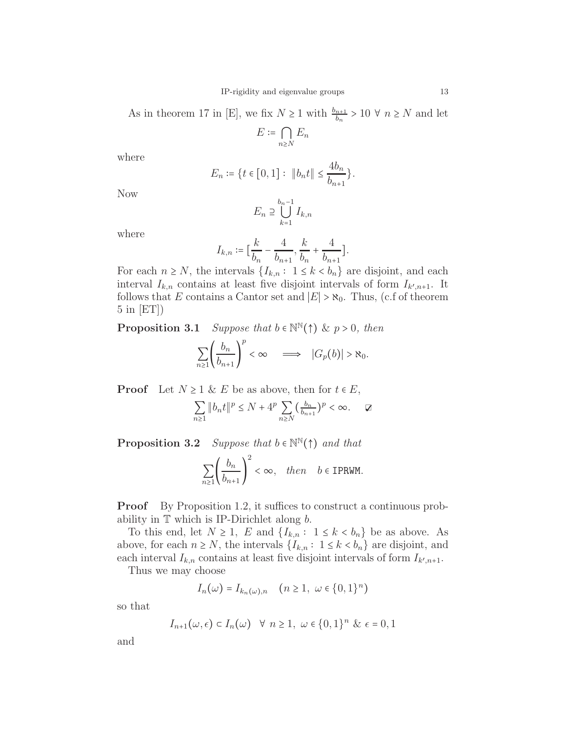As in theorem 17 in [E], we fix $N \geq 1$ with $\frac{b_{n+1}}{b_n} > 10 \ \forall \ n \geq N$ and let

$$E := \bigcap_{n \geq N} E_n$$

where

$$E_n := \{t \in [0,1] : \ \|b_n t\| \leq \frac{4b_n}{b_{n+1}}\}.$$

Now

$$E_n \supseteq \bigcup_{k=1}^{b_n - 1} I_{k,n}$$

where

$$I_{k,n} := [\frac{k}{b_n} - \frac{4}{b_{n+1}}, \frac{k}{b_n} + \frac{4}{b_{n+1}}].$$

For each $n \geq N$, the intervals $\{I_{k,n} : \ 1 \leq k < b_n\}$ are disjoint, and each interval $I_{k,n}$ contains at least five disjoint intervals of form $I_{k',n+1}$. It follows that $E$ contains a Cantor set and $|E| > \aleph_0$. Thus, (c.f of theorem 5 in [ET])

**Proposition 3.1** *Suppose that $b \in \mathbb{N}^{\mathbb{N}}(\uparrow)$ & $p > 0$, then*

$$\sum_{n \geq 1} \left( \frac{b_n}{b_{n+1}} \right)^p < \infty \quad \Longrightarrow \quad |G_p(b)| > \aleph_0.$$

**Proof** Let $N \geq 1$ & $E$ be as above, then for $t \in E$,

$$\sum_{n \geq 1} \|b_n t\|^p \leq N + 4^p \sum_{n \geq N} (\tfrac{b_n}{b_{n+1}})^p < \infty. \quad ☑$$

**Proposition 3.2** *Suppose that $b \in \mathbb{N}^{\mathbb{N}}(\uparrow)$ and that*

$$\sum_{n \geq 1} \left( \frac{b_n}{b_{n+1}} \right)^2 < \infty, \quad \textit{then} \quad b \in \texttt{IPRWM}.$$

**Proof** By Proposition 1.2, it suffices to construct a continuous probability in $\mathbb{T}$ which is IP-Dirichlet along $b$.

To this end, let $N \geq 1$, $E$ and $\{I_{k,n} : \ 1 \leq k < b_n\}$ be as above. As above, for each $n \geq N$, the intervals $\{I_{k,n} : \ 1 \leq k < b_n\}$ are disjoint, and each interval $I_{k,n}$ contains at least five disjoint intervals of form $I_{k',n+1}$.

Thus we may choose

$$I_n(\omega) = I_{k_n(\omega),n} \quad (n \geq 1, \ \omega \in \{0,1\}^n)$$

so that

$$I_{n+1}(\omega, \epsilon) \subset I_n(\omega) \quad \forall \ n \geq 1, \ \omega \in \{0,1\}^n \ \& \ \epsilon = 0, 1$$

and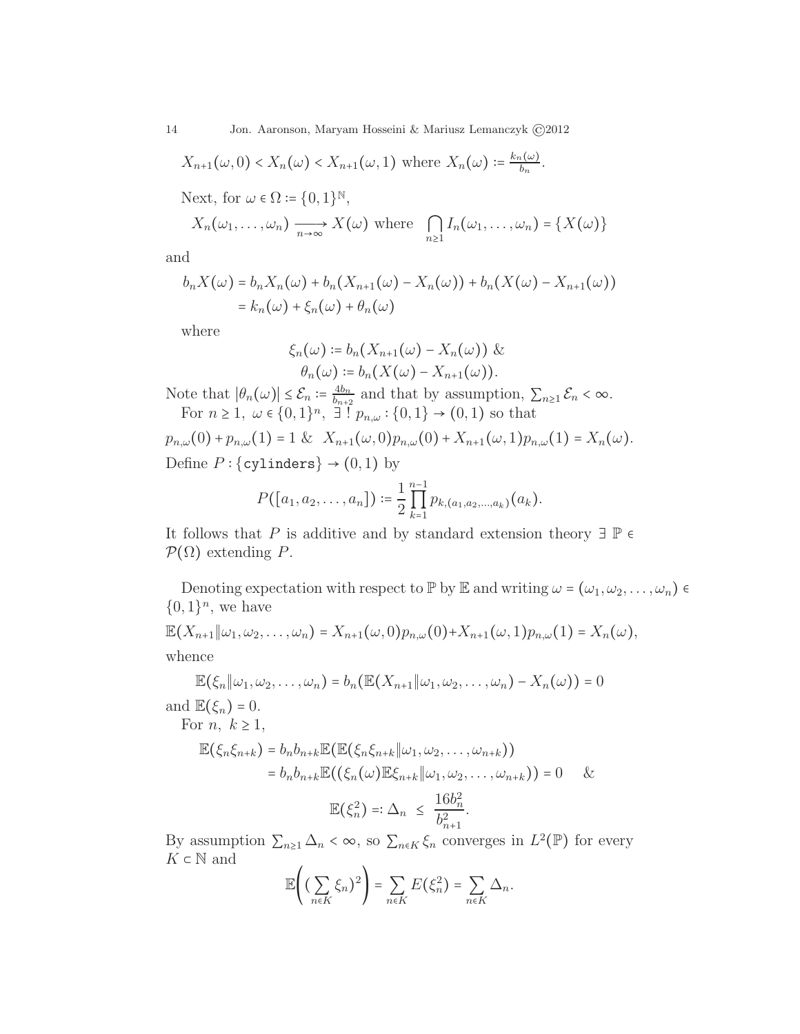$$X_{n+1}(\omega,0) < X_n(\omega) < X_{n+1}(\omega,1) \text{ where } X_n(\omega) := \tfrac{k_n(\omega)}{b_n}.$$

Next, for $\omega \in \Omega := \{0,1\}^{\mathbb{N}}$,

$$X_n(\omega_1,\dots,\omega_n) \xrightarrow[n\to\infty]{} X(\omega) \text{ where } \bigcap_{n\ge 1} I_n(\omega_1,\dots,\omega_n) = \{X(\omega)\}$$

and

$$\begin{aligned} b_n X(\omega) &= b_n X_n(\omega) + b_n(X_{n+1}(\omega) - X_n(\omega)) + b_n(X(\omega) - X_{n+1}(\omega)) \\ &= k_n(\omega) + \xi_n(\omega) + \theta_n(\omega) \end{aligned}$$

where

$$\begin{aligned} \xi_n(\omega) &:= b_n(X_{n+1}(\omega) - X_n(\omega)) \ \& \\ \theta_n(\omega) &:= b_n(X(\omega) - X_{n+1}(\omega)). \end{aligned}$$

Note that $|\theta_n(\omega)| \le \mathcal{E}_n := \frac{4b_n}{b_{n+2}}$ and that by assumption, $\sum_{n\ge1}\mathcal{E}_n < \infty$.

For $n \ge 1,\ \omega \in \{0,1\}^n,\ \exists\,!\ p_{n,\omega} : \{0,1\} \to (0,1)$ so that

$$p_{n,\omega}(0) + p_{n,\omega}(1) = 1 \ \&\ \ X_{n+1}(\omega,0)p_{n,\omega}(0) + X_{n+1}(\omega,1)p_{n,\omega}(1) = X_n(\omega).$$

Define $P : \{\texttt{cylinders}\} \to (0,1)$ by

$$P([a_1,a_2,\dots,a_n]) := \frac{1}{2}\prod_{k=1}^{n-1} p_{k,(a_1,a_2,\dots,a_k)}(a_k).$$

It follows that $P$ is additive and by standard extension theory $\exists\ \mathbb{P} \in \mathcal{P}(\Omega)$ extending $P$.

Denoting expectation with respect to $\mathbb{P}$ by $\mathbb{E}$ and writing $\omega = (\omega_1,\omega_2,\dots,\omega_n) \in \{0,1\}^n$, we have

$$\mathbb{E}(X_{n+1}\|\omega_1,\omega_2,\dots,\omega_n) = X_{n+1}(\omega,0)p_{n,\omega}(0) + X_{n+1}(\omega,1)p_{n,\omega}(1) = X_n(\omega),$$

whence

$$\mathbb{E}(\xi_n\|\omega_1,\omega_2,\dots,\omega_n) = b_n(\mathbb{E}(X_{n+1}\|\omega_1,\omega_2,\dots,\omega_n) - X_n(\omega)) = 0$$

and $\mathbb{E}(\xi_n) = 0$.

For $n,\ k \ge 1$,

$$\begin{aligned} \mathbb{E}(\xi_n\xi_{n+k}) &= b_n b_{n+k}\mathbb{E}(\mathbb{E}(\xi_n\xi_{n+k}\|\omega_1,\omega_2,\dots,\omega_{n+k})) \\ &= b_n b_{n+k}\mathbb{E}((\xi_n(\omega)\mathbb{E}\xi_{n+k}\|\omega_1,\omega_2,\dots,\omega_{n+k})) = 0 \quad \& \end{aligned}$$

$$\mathbb{E}(\xi_n^2) =: \Delta_n \ \le\ \frac{16b_n^2}{b_{n+1}^2}.$$

By assumption $\sum_{n\ge1}\Delta_n < \infty$, so $\sum_{n\in K}\xi_n$ converges in $L^2(\mathbb{P})$ for every $K \subset \mathbb{N}$ and

$$\mathbb{E}\Bigg(\big(\sum_{n\in K}\xi_n\big)^2\Bigg) = \sum_{n\in K}E(\xi_n^2) = \sum_{n\in K}\Delta_n.$$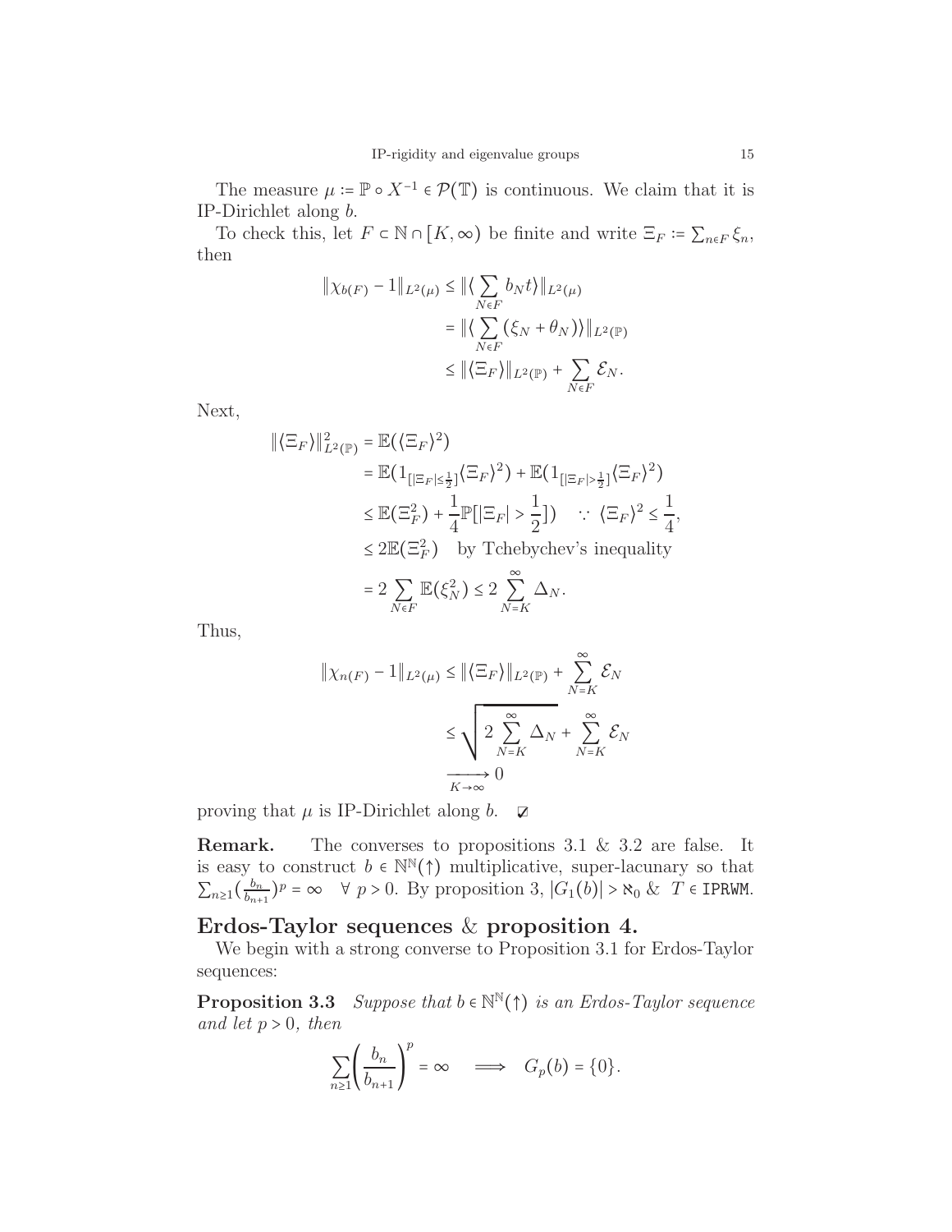The measure $\mu := \mathbb{P} \circ X^{-1} \in \mathcal{P}(\mathbb{T})$ is continuous. We claim that it is IP-Dirichlet along $b$.

To check this, let $F \subset \mathbb{N} \cap [K, \infty)$ be finite and write $\Xi_F := \sum_{n \in F} \xi_n$, then

$$
\begin{aligned}
\|\chi_{b(F)} - 1\|_{L^2(\mu)} &\le \|\langle \sum_{N \in F} b_N t \rangle\|_{L^2(\mu)} \\
&= \|\langle \sum_{N \in F} (\xi_N + \theta_N) \rangle\|_{L^2(\mathbb{P})} \\
&\le \|\langle \Xi_F \rangle\|_{L^2(\mathbb{P})} + \sum_{N \in F} \mathcal{E}_N.
\end{aligned}
$$

Next,

$$
\begin{aligned}
\|\langle \Xi_F \rangle\|^2_{L^2(\mathbb{P})} &= \mathbb{E}(\langle \Xi_F \rangle^2) \\
&= \mathbb{E}(1_{[|\Xi_F| \le \frac{1}{2}]} \langle \Xi_F \rangle^2) + \mathbb{E}(1_{[|\Xi_F| > \frac{1}{2}]} \langle \Xi_F \rangle^2) \\
&\le \mathbb{E}(\Xi_F^2) + \frac{1}{4} \mathbb{P}[|\Xi_F| > \frac{1}{2}]) \quad \because \ \langle \Xi_F \rangle^2 \le \frac{1}{4}, \\
&\le 2\mathbb{E}(\Xi_F^2) \quad \text{by Tchebychev's inequality} \\
&= 2 \sum_{N \in F} \mathbb{E}(\xi_N^2) \le 2 \sum_{N=K}^{\infty} \Delta_N.
\end{aligned}
$$

Thus,

$$
\begin{aligned}
\|\chi_{n(F)} - 1\|_{L^2(\mu)} &\le \|\langle \Xi_F \rangle\|_{L^2(\mathbb{P})} + \sum_{N=K}^{\infty} \mathcal{E}_N \\
&\le \sqrt{2 \sum_{N=K}^{\infty} \Delta_N} + \sum_{N=K}^{\infty} \mathcal{E}_N \\
&\xrightarrow[K \to \infty]{} 0
\end{aligned}
$$

proving that $\mu$ is IP-Dirichlet along $b$. ☑

**Remark.** The converses to propositions 3.1 & 3.2 are false. It is easy to construct $b \in \mathbb{N}^{\mathbb{N}}(\uparrow)$ multiplicative, super-lacunary so that $\sum_{n \ge 1} (\frac{b_n}{b_{n+1}})^p = \infty \quad \forall \ p > 0$. By proposition 3, $|G_1(b)| > \aleph_0$ & $T \in \texttt{IPRWM}$.

## Erdos-Taylor sequences & proposition 4.

We begin with a strong converse to Proposition 3.1 for Erdos-Taylor sequences:

**Proposition 3.3** *Suppose that $b \in \mathbb{N}^{\mathbb{N}}(\uparrow)$ is an Erdos-Taylor sequence and let $p > 0$, then*

$$
\sum_{n \ge 1} \left( \frac{b_n}{b_{n+1}} \right)^p = \infty \quad \Longrightarrow \quad G_p(b) = \{0\}.
$$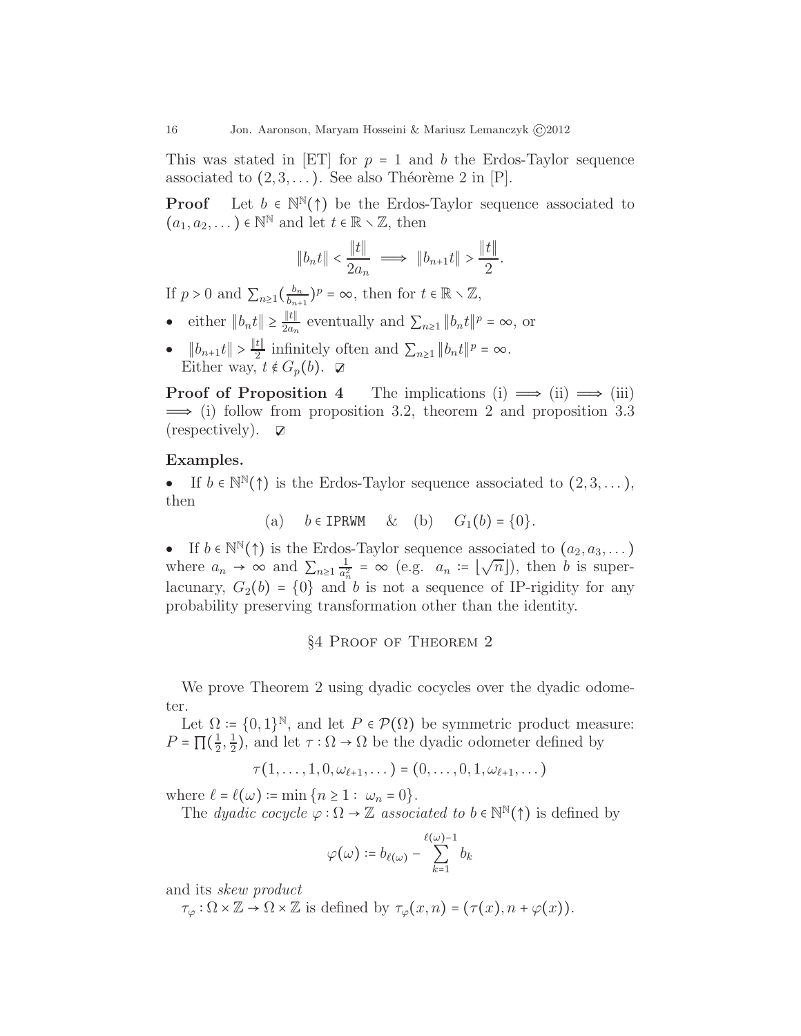This was stated in [ET] for $p = 1$ and $b$ the Erdos-Taylor sequence associated to $(2, 3, \dots)$. See also Théorème 2 in [P].

**Proof** Let $b \in \mathbb{N}^{\mathbb{N}}(\uparrow)$ be the Erdos-Taylor sequence associated to $(a_1, a_2, \dots) \in \mathbb{N}^{\mathbb{N}}$ and let $t \in \mathbb{R} \setminus \mathbb{Z}$, then

$$\|b_n t\| < \frac{\|t\|}{2a_n} \implies \|b_{n+1} t\| > \frac{\|t\|}{2}.$$

If $p > 0$ and $\sum_{n\geq 1} (\frac{b_n}{b_{n+1}})^p = \infty$, then for $t \in \mathbb{R} \setminus \mathbb{Z}$,

- either $\|b_n t\| \geq \frac{\|t\|}{2a_n}$ eventually and $\sum_{n\geq 1} \|b_n t\|^p = \infty$, or
- $\|b_{n+1} t\| > \frac{\|t\|}{2}$ infinitely often and $\sum_{n\geq 1} \|b_n t\|^p = \infty$.
  Either way, $t \notin G_p(b)$. ☑

**Proof of Proposition 4** The implications (i) $\implies$ (ii) $\implies$ (iii) $\implies$ (i) follow from proposition 3.2, theorem 2 and proposition 3.3 (respectively). ☑

**Examples.**

- If $b \in \mathbb{N}^{\mathbb{N}}(\uparrow)$ is the Erdos-Taylor sequence associated to $(2, 3, \dots)$, then

$$\text{(a)} \quad b \in \texttt{IPRWM} \quad \& \quad \text{(b)} \quad G_1(b) = \{0\}.$$

- If $b \in \mathbb{N}^{\mathbb{N}}(\uparrow)$ is the Erdos-Taylor sequence associated to $(a_2, a_3, \dots)$ where $a_n \to \infty$ and $\sum_{n\geq 1} \frac{1}{a_n^2} = \infty$ (e.g. $a_n := \lfloor \sqrt{n} \rfloor$), then $b$ is super-lacunary, $G_2(b) = \{0\}$ and $b$ is not a sequence of IP-rigidity for any probability preserving transformation other than the identity.

## §4 Proof of Theorem 2

We prove Theorem 2 using dyadic cocycles over the dyadic odometer.

Let $\Omega := \{0, 1\}^{\mathbb{N}}$, and let $P \in \mathcal{P}(\Omega)$ be symmetric product measure: $P = \prod(\frac{1}{2}, \frac{1}{2})$, and let $\tau : \Omega \to \Omega$ be the dyadic odometer defined by

$$\tau(1, \dots, 1, 0, \omega_{\ell+1}, \dots) = (0, \dots, 0, 1, \omega_{\ell+1}, \dots)$$

where $\ell = \ell(\omega) := \min\{n \geq 1 : \omega_n = 0\}$.

The *dyadic cocycle* $\varphi : \Omega \to \mathbb{Z}$ *associated to* $b \in \mathbb{N}^{\mathbb{N}}(\uparrow)$ is defined by

$$\varphi(\omega) := b_{\ell(\omega)} - \sum_{k=1}^{\ell(\omega)-1} b_k$$

and its *skew product*

$\tau_\varphi : \Omega \times \mathbb{Z} \to \Omega \times \mathbb{Z}$ is defined by $\tau_\varphi(x, n) = (\tau(x), n + \varphi(x))$.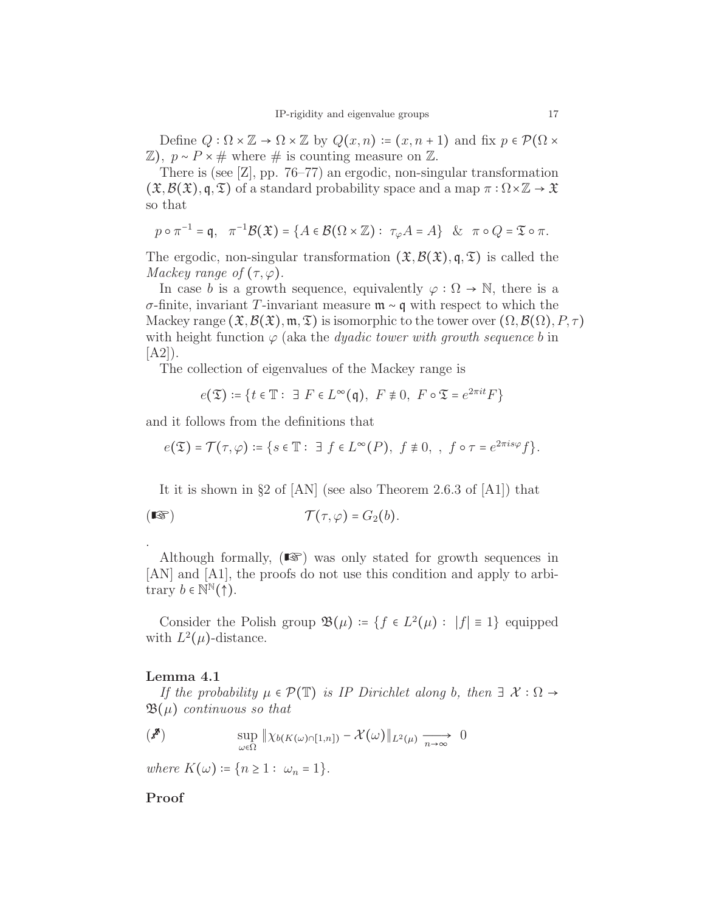Define $Q : \Omega \times \mathbb{Z} \to \Omega \times \mathbb{Z}$ by $Q(x,n) := (x, n+1)$ and fix $p \in \mathcal{P}(\Omega \times \mathbb{Z})$, $p \sim P \times \#$ where $\#$ is counting measure on $\mathbb{Z}$.

There is (see [Z], pp. 76–77) an ergodic, non-singular transformation $(\mathfrak{X}, \mathcal{B}(\mathfrak{X}), \mathfrak{q}, \mathfrak{T})$ of a standard probability space and a map $\pi : \Omega \times \mathbb{Z} \to \mathfrak{X}$ so that

$$p \circ \pi^{-1} = \mathfrak{q}, \quad \pi^{-1}\mathcal{B}(\mathfrak{X}) = \{A \in \mathcal{B}(\Omega \times \mathbb{Z}) :\ \tau_\varphi A = A\} \quad \& \quad \pi \circ Q = \mathfrak{T} \circ \pi.$$

The ergodic, non-singular transformation $(\mathfrak{X}, \mathcal{B}(\mathfrak{X}), \mathfrak{q}, \mathfrak{T})$ is called the *Mackey range of* $(\tau, \varphi)$.

In case $b$ is a growth sequence, equivalently $\varphi : \Omega \to \mathbb{N}$, there is a $\sigma$-finite, invariant $T$-invariant measure $\mathfrak{m} \sim \mathfrak{q}$ with respect to which the Mackey range $(\mathfrak{X}, \mathcal{B}(\mathfrak{X}), \mathfrak{m}, \mathfrak{T})$ is isomorphic to the tower over $(\Omega, \mathcal{B}(\Omega), P, \tau)$ with height function $\varphi$ (aka the *dyadic tower with growth sequence* $b$ in [A2]).

The collection of eigenvalues of the Mackey range is

$$e(\mathfrak{T}) := \{t \in \mathbb{T} :\ \exists\ F \in L^\infty(\mathfrak{q}),\ F \not\equiv 0,\ F \circ \mathfrak{T} = e^{2\pi i t} F\}$$

and it follows from the definitions that

$$e(\mathfrak{T}) = \mathcal{T}(\tau, \varphi) := \{s \in \mathbb{T} :\ \exists\ f \in L^\infty(P),\ f \not\equiv 0,\ ,\ f \circ \tau = e^{2\pi i s \varphi} f\}.$$

It it is shown in §2 of [AN] (see also Theorem 2.6.3 of [A1]) that

$$(☞) \qquad\qquad \mathcal{T}(\tau, \varphi) = G_2(b).$$

.

Although formally, (☞) was only stated for growth sequences in [AN] and [A1], the proofs do not use this condition and apply to arbitrary $b \in \mathbb{N}^{\mathbb{N}}(\uparrow)$.

Consider the Polish group $\mathfrak{B}(\mu) := \{f \in L^2(\mu) :\ |f| \equiv 1\}$ equipped with $L^2(\mu)$-distance.

**Lemma 4.1**

*If the probability $\mu \in \mathcal{P}(\mathbb{T})$ is IP Dirichlet along $b$, then $\exists\ \mathcal{X} : \Omega \to \mathfrak{B}(\mu)$ continuous so that*

$$(✐) \qquad \sup_{\omega \in \Omega} \|\chi_{b(K(\omega) \cap [1,n])} - \mathcal{X}(\omega)\|_{L^2(\mu)} \xrightarrow[n \to \infty]{} 0$$

*where $K(\omega) := \{n \geq 1 :\ \omega_n = 1\}$.*

**Proof**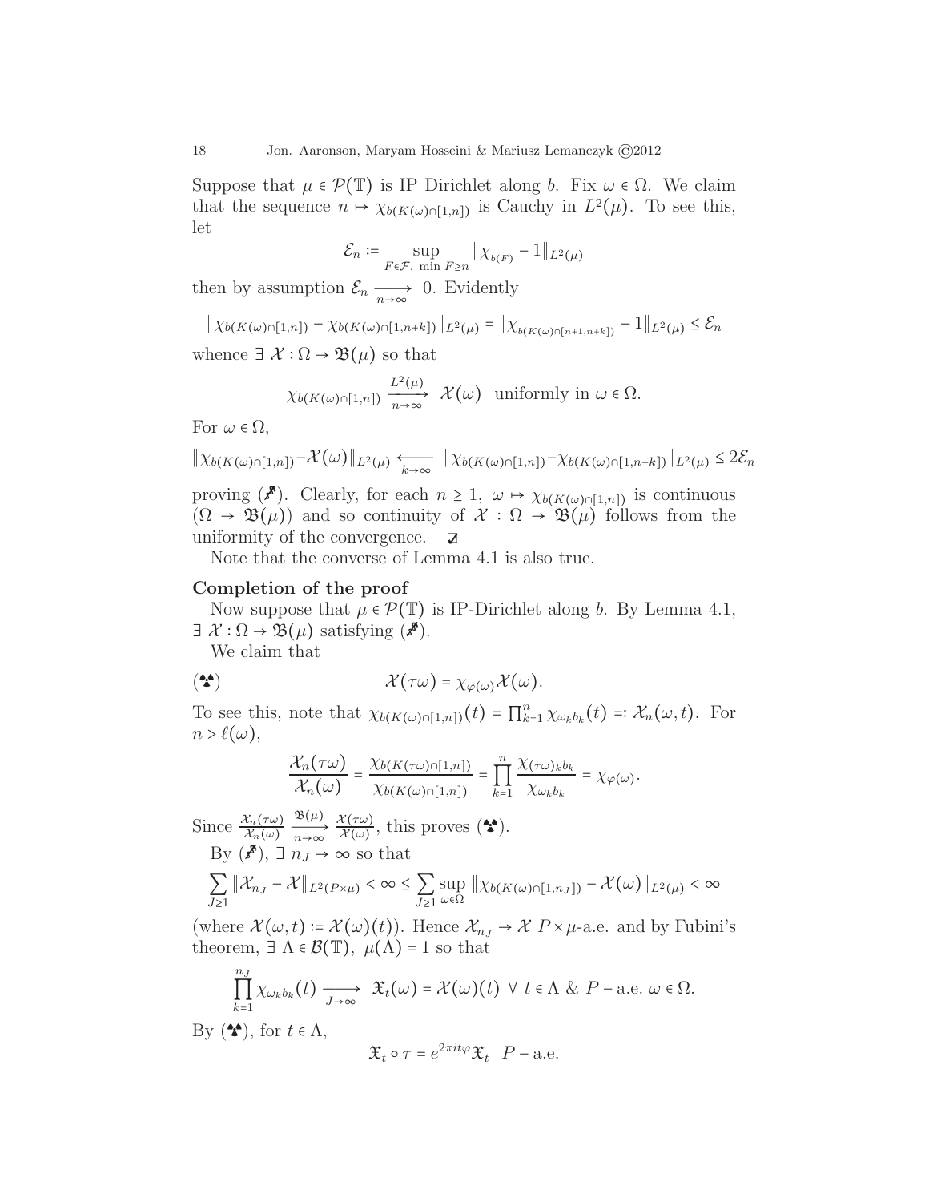Suppose that $\mu \in \mathcal{P}(\mathbb{T})$ is IP Dirichlet along $b$. Fix $\omega \in \Omega$. We claim that the sequence $n \mapsto \chi_{b(K(\omega)\cap[1,n])}$ is Cauchy in $L^2(\mu)$. To see this, let

$$\mathcal{E}_n := \sup_{F \in \mathcal{F},\ \min F \geq n} \|\chi_{b(F)} - 1\|_{L^2(\mu)}$$

then by assumption $\mathcal{E}_n \xrightarrow[n\to\infty]{} 0$. Evidently

$$\|\chi_{b(K(\omega)\cap[1,n])} - \chi_{b(K(\omega)\cap[1,n+k])}\|_{L^2(\mu)} = \|\chi_{b(K(\omega)\cap[n+1,n+k])} - 1\|_{L^2(\mu)} \leq \mathcal{E}_n$$

whence $\exists\ \mathcal{X} : \Omega \to \mathfrak{B}(\mu)$ so that

$$\chi_{b(K(\omega)\cap[1,n])} \xrightarrow[n\to\infty]{L^2(\mu)} \mathcal{X}(\omega) \ \text{ uniformly in } \omega \in \Omega.$$

For $\omega \in \Omega$,

$$\|\chi_{b(K(\omega)\cap[1,n])} - \mathcal{X}(\omega)\|_{L^2(\mu)} \xleftarrow[k\to\infty]{} \|\chi_{b(K(\omega)\cap[1,n])} - \chi_{b(K(\omega)\cap[1,n+k])}\|_{L^2(\mu)} \leq 2\mathcal{E}_n$$

proving (♬). Clearly, for each $n \geq 1$, $\omega \mapsto \chi_{b(K(\omega)\cap[1,n])}$ is continuous $(\Omega \to \mathfrak{B}(\mu))$ and so continuity of $\mathcal{X} : \Omega \to \mathfrak{B}(\mu)$ follows from the uniformity of the convergence. ☑

Note that the converse of Lemma 4.1 is also true.

**Completion of the proof**

Now suppose that $\mu \in \mathcal{P}(\mathbb{T})$ is IP-Dirichlet along $b$. By Lemma 4.1, $\exists\ \mathcal{X} : \Omega \to \mathfrak{B}(\mu)$ satisfying (♬).

We claim that

$$(☢) \qquad \mathcal{X}(\tau\omega) = \chi_{\varphi(\omega)}\mathcal{X}(\omega).$$

To see this, note that $\chi_{b(K(\omega)\cap[1,n])}(t) = \prod_{k=1}^n \chi_{\omega_k b_k}(t) =: \mathcal{X}_n(\omega, t)$. For $n > \ell(\omega)$,

$$\frac{\mathcal{X}_n(\tau\omega)}{\mathcal{X}_n(\omega)} = \frac{\chi_{b(K(\tau\omega)\cap[1,n])}}{\chi_{b(K(\omega)\cap[1,n])}} = \prod_{k=1}^n \frac{\chi_{(\tau\omega)_k b_k}}{\chi_{\omega_k b_k}} = \chi_{\varphi(\omega)}.$$

Since $\frac{\mathcal{X}_n(\tau\omega)}{\mathcal{X}_n(\omega)} \xrightarrow[n\to\infty]{\mathfrak{B}(\mu)} \frac{\mathcal{X}(\tau\omega)}{\mathcal{X}(\omega)}$, this proves (☢).

By (♬), $\exists\ n_J \to \infty$ so that

$$\sum_{J\geq 1} \|\mathcal{X}_{n_J} - \mathcal{X}\|_{L^2(P\times\mu)} < \infty \leq \sum_{J\geq 1} \sup_{\omega\in\Omega} \|\chi_{b(K(\omega)\cap[1,n_J])} - \mathcal{X}(\omega)\|_{L^2(\mu)} < \infty$$

(where $\mathcal{X}(\omega, t) := \mathcal{X}(\omega)(t)$). Hence $\mathcal{X}_{n_J} \to \mathcal{X}$ $P \times \mu$-a.e. and by Fubini's theorem, $\exists\ \Lambda \in \mathcal{B}(\mathbb{T}),\ \mu(\Lambda) = 1$ so that

$$\prod_{k=1}^{n_J} \chi_{\omega_k b_k}(t) \xrightarrow[J\to\infty]{} \mathfrak{X}_t(\omega) = \mathcal{X}(\omega)(t) \ \forall\ t \in \Lambda\ \&\ P-\text{a.e. } \omega \in \Omega.$$

By (☢), for $t \in \Lambda$,

$$\mathfrak{X}_t \circ \tau = e^{2\pi i t\varphi}\mathfrak{X}_t \quad P-\text{a.e.}$$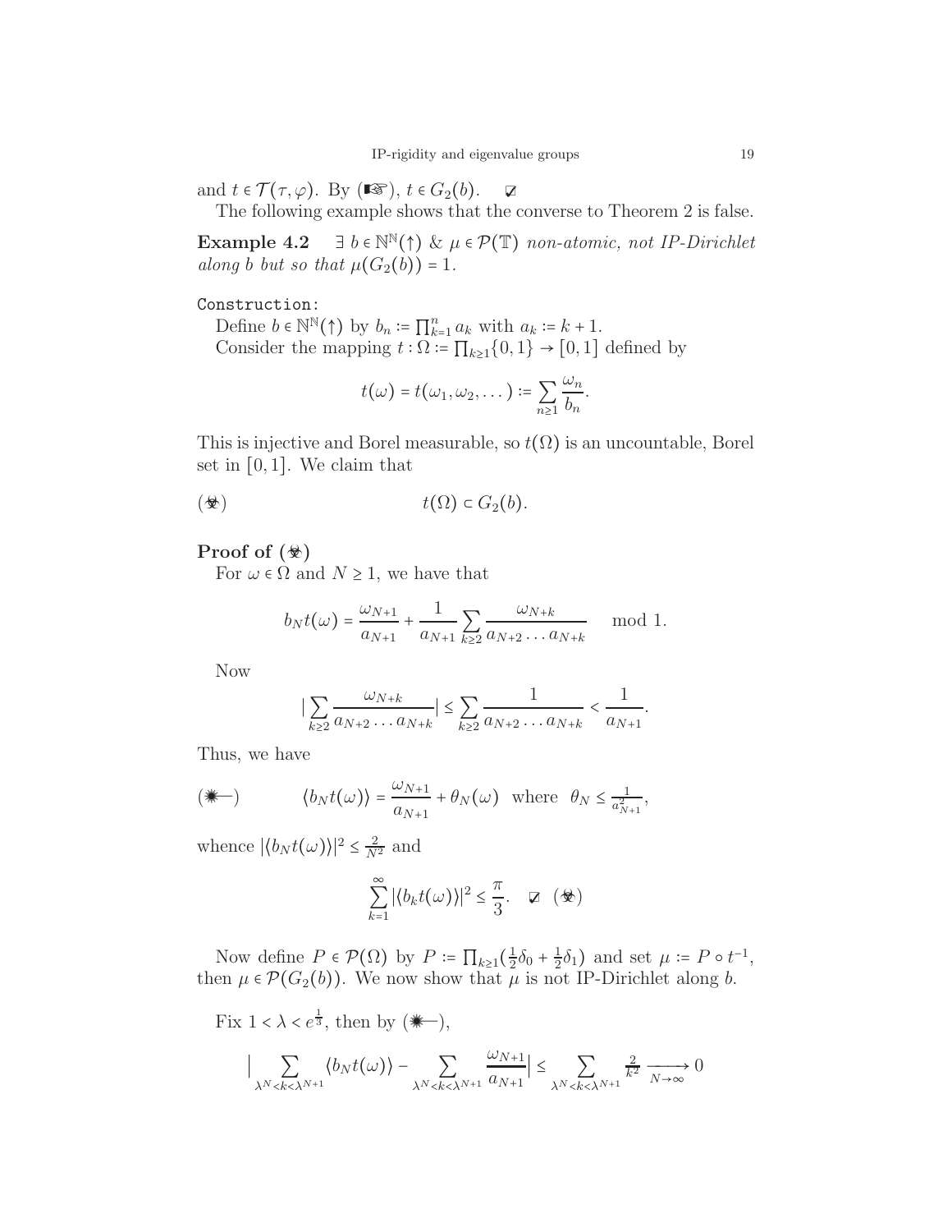and $t \in \mathcal{T}(\tau, \varphi)$. By (☞), $t \in G_2(b)$. ☑

The following example shows that the converse to Theorem 2 is false.

**Example 4.2** $\exists\ b \in \mathbb{N}^{\mathbb{N}}(\uparrow)$ & $\mu \in \mathcal{P}(\mathbb{T})$ *non-atomic, not IP-Dirichlet along b but so that* $\mu(G_2(b)) = 1$.

`Construction:`

Define $b \in \mathbb{N}^{\mathbb{N}}(\uparrow)$ by $b_n := \prod_{k=1}^n a_k$ with $a_k := k + 1$.

Consider the mapping $t : \Omega := \prod_{k \geq 1}\{0, 1\} \to [0, 1]$ defined by

$$t(\omega) = t(\omega_1, \omega_2, \dots) := \sum_{n \geq 1} \frac{\omega_n}{b_n}.$$

This is injective and Borel measurable, so $t(\Omega)$ is an uncountable, Borel set in $[0, 1]$. We claim that

$$(☣) \qquad\qquad t(\Omega) \subset G_2(b).$$

**Proof of (☣)**

For $\omega \in \Omega$ and $N \geq 1$, we have that

$$b_N t(\omega) = \frac{\omega_{N+1}}{a_{N+1}} + \frac{1}{a_{N+1}} \sum_{k \geq 2} \frac{\omega_{N+k}}{a_{N+2} \dots a_{N+k}} \mod 1.$$

Now

$$\Big| \sum_{k \geq 2} \frac{\omega_{N+k}}{a_{N+2} \dots a_{N+k}} \Big| \leq \sum_{k \geq 2} \frac{1}{a_{N+2} \dots a_{N+k}} < \frac{1}{a_{N+1}}.$$

Thus, we have

$$(✷\!\!-) \qquad \langle b_N t(\omega) \rangle = \frac{\omega_{N+1}}{a_{N+1}} + \theta_N(\omega) \ \text{ where } \ \theta_N \leq \tfrac{1}{a_{N+1}^2},$$

whence $|\langle b_N t(\omega) \rangle|^2 \leq \frac{2}{N^2}$ and

$$\sum_{k=1}^{\infty} |\langle b_k t(\omega) \rangle|^2 \leq \frac{\pi}{3}. \quad ☑ \ (☣)$$

Now define $P \in \mathcal{P}(\Omega)$ by $P := \prod_{k \geq 1}(\frac{1}{2}\delta_0 + \frac{1}{2}\delta_1)$ and set $\mu := P \circ t^{-1}$, then $\mu \in \mathcal{P}(G_2(b))$. We now show that $\mu$ is not IP-Dirichlet along $b$.

Fix $1 < \lambda < e^{\frac{1}{3}}$, then by (✷–),

$$\Big| \sum_{\lambda^N < k < \lambda^{N+1}} \langle b_N t(\omega) \rangle - \sum_{\lambda^N < k < \lambda^{N+1}} \frac{\omega_{N+1}}{a_{N+1}} \Big| \leq \sum_{\lambda^N < k < \lambda^{N+1}} \tfrac{2}{k^2} \xrightarrow[N \to \infty]{} 0$$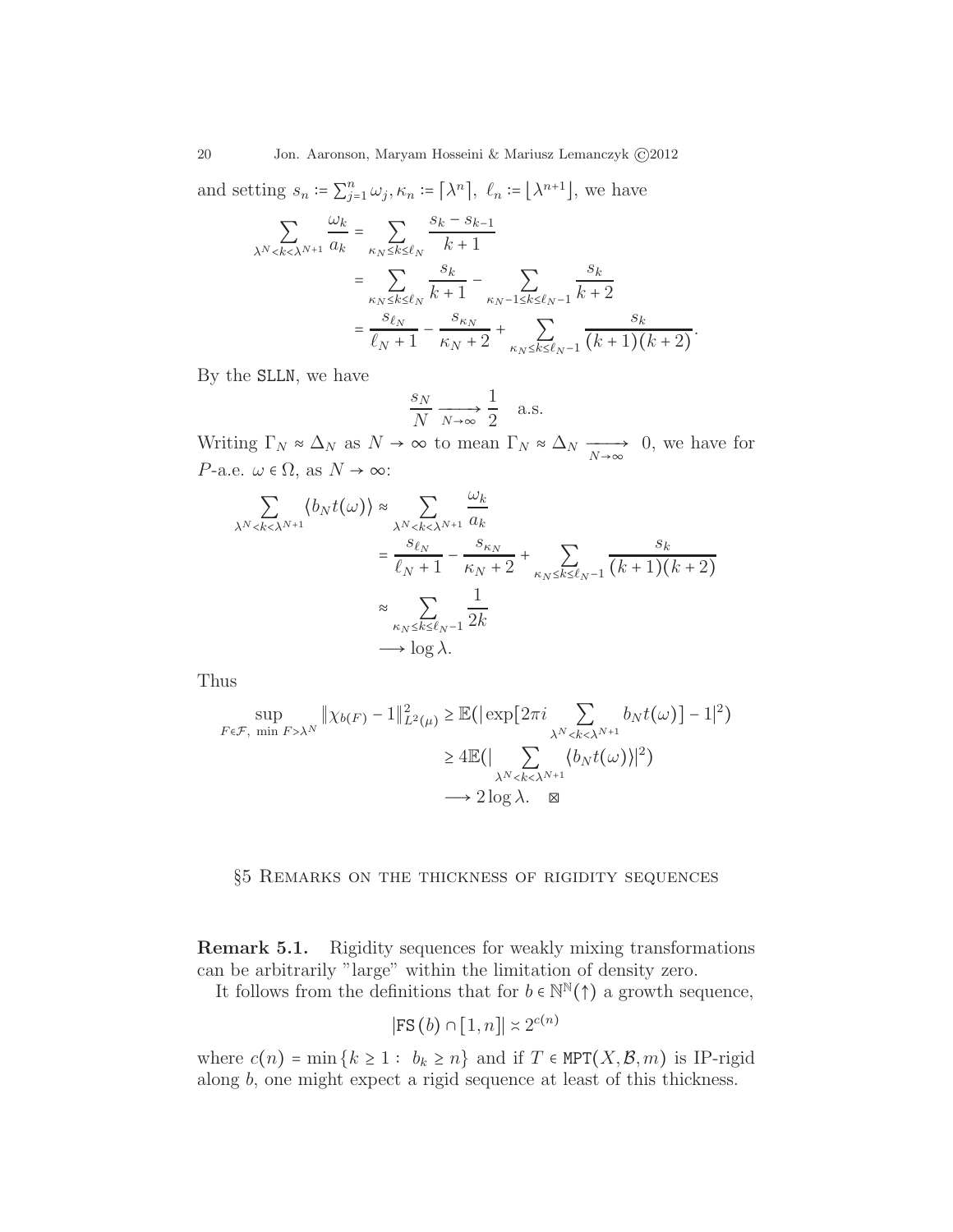and setting $s_n := \sum_{j=1}^n \omega_j, \kappa_n := \lceil \lambda^n \rceil,\ \ell_n := \lfloor \lambda^{n+1} \rfloor$, we have

$$\begin{aligned}
\sum_{\lambda^N < k < \lambda^{N+1}} \frac{\omega_k}{a_k} &= \sum_{\kappa_N \le k \le \ell_N} \frac{s_k - s_{k-1}}{k+1} \\
&= \sum_{\kappa_N \le k \le \ell_N} \frac{s_k}{k+1} - \sum_{\kappa_N - 1 \le k \le \ell_N - 1} \frac{s_k}{k+2} \\
&= \frac{s_{\ell_N}}{\ell_N + 1} - \frac{s_{\kappa_N}}{\kappa_N + 2} + \sum_{\kappa_N \le k \le \ell_N - 1} \frac{s_k}{(k+1)(k+2)}.
\end{aligned}$$

By the SLLN, we have

$$\frac{s_N}{N} \xrightarrow[N\to\infty]{} \frac{1}{2} \quad \text{a.s.}$$

Writing $\Gamma_N \approx \Delta_N$ as $N \to \infty$ to mean $\Gamma_N \approx \Delta_N \xrightarrow[N\to\infty]{} 0$, we have for $P$-a.e. $\omega \in \Omega$, as $N \to \infty$:

$$\begin{aligned}
\sum_{\lambda^N < k < \lambda^{N+1}} \langle b_N t(\omega) \rangle &\approx \sum_{\lambda^N < k < \lambda^{N+1}} \frac{\omega_k}{a_k} \\
&= \frac{s_{\ell_N}}{\ell_N + 1} - \frac{s_{\kappa_N}}{\kappa_N + 2} + \sum_{\kappa_N \le k \le \ell_N - 1} \frac{s_k}{(k+1)(k+2)} \\
&\approx \sum_{\kappa_N \le k \le \ell_N - 1} \frac{1}{2k} \\
&\longrightarrow \log \lambda.
\end{aligned}$$

Thus

$$\begin{aligned}
\sup_{F \in \mathcal{F},\ \min F > \lambda^N} \|\chi_{b(F)} - 1\|_{L^2(\mu)}^2 &\ge \mathbb{E}(|\exp[2\pi i \sum_{\lambda^N < k < \lambda^{N+1}} b_N t(\omega)] - 1|^2) \\
&\ge 4\mathbb{E}(|\sum_{\lambda^N < k < \lambda^{N+1}} \langle b_N t(\omega) \rangle|^2) \\
&\longrightarrow 2 \log \lambda. \quad \boxtimes
\end{aligned}$$

## §5 Remarks on the thickness of rigidity sequences

**Remark 5.1.** Rigidity sequences for weakly mixing transformations can be arbitrarily "large" within the limitation of density zero.

It follows from the definitions that for $b \in \mathbb{N}^{\mathbb{N}}(\uparrow)$ a growth sequence,

$$|\mathtt{FS}(b) \cap [1, n]| \asymp 2^{c(n)}$$

where $c(n) = \min\{k \ge 1 :\ b_k \ge n\}$ and if $T \in \mathtt{MPT}(X, \mathcal{B}, m)$ is IP-rigid along $b$, one might expect a rigid sequence at least of this thickness.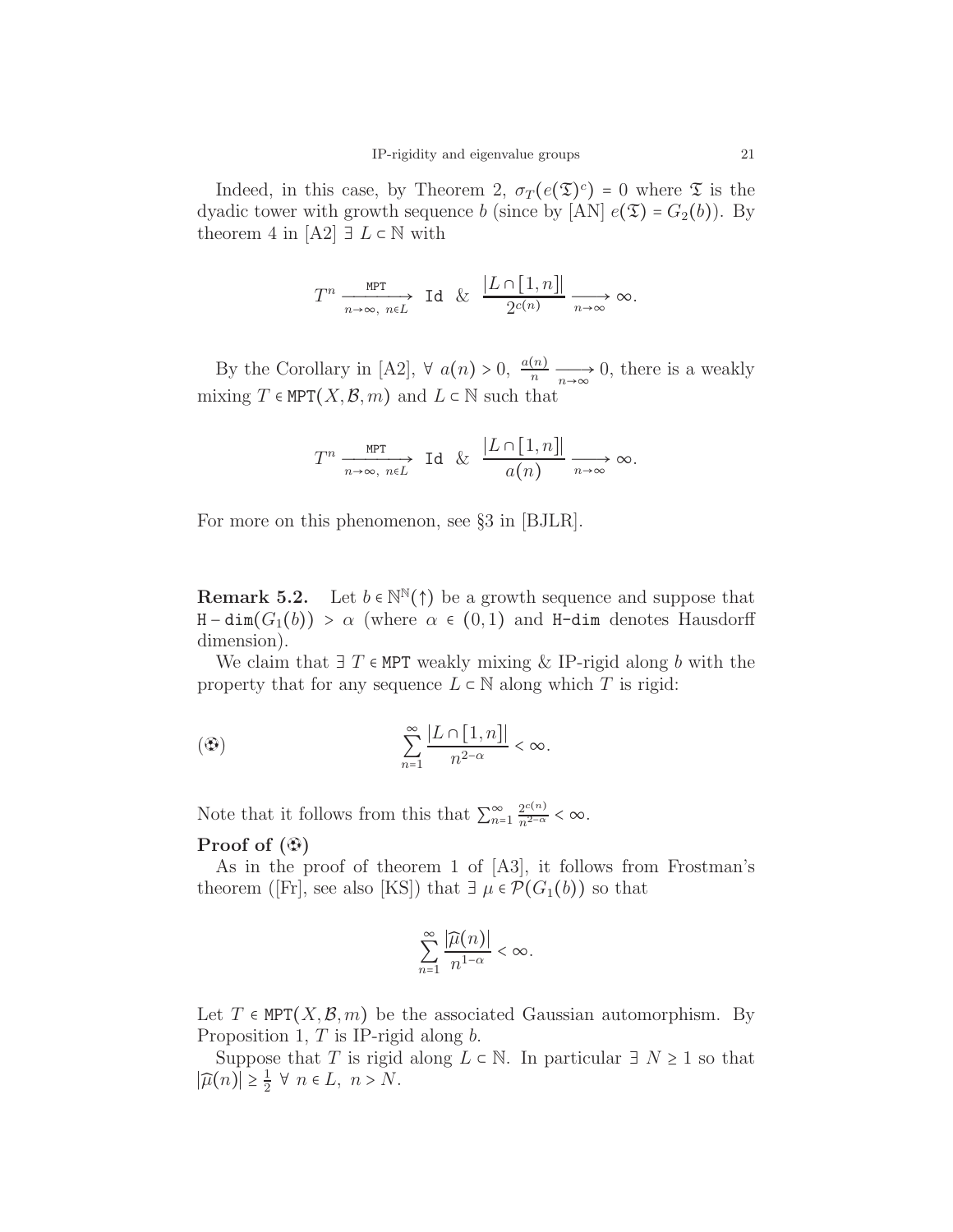Indeed, in this case, by Theorem 2, $\sigma_T(e(\mathfrak{T})^c) = 0$ where $\mathfrak{T}$ is the dyadic tower with growth sequence $b$ (since by [AN] $e(\mathfrak{T}) = G_2(b)$). By theorem 4 in [A2] $\exists\ L \subset \mathbb{N}$ with

$$T^n \xrightarrow[n\to\infty,\ n\in L]{\texttt{MPT}} \texttt{Id} \ \ \& \ \ \frac{|L \cap [1,n]|}{2^{c(n)}} \xrightarrow[n\to\infty]{} \infty.$$

By the Corollary in [A2], $\forall\ a(n) > 0,\ \frac{a(n)}{n} \xrightarrow[n\to\infty]{} 0$, there is a weakly mixing $T \in \texttt{MPT}(X, \mathcal{B}, m)$ and $L \subset \mathbb{N}$ such that

$$T^n \xrightarrow[n\to\infty,\ n\in L]{\texttt{MPT}} \texttt{Id} \ \ \& \ \ \frac{|L \cap [1,n]|}{a(n)} \xrightarrow[n\to\infty]{} \infty.$$

For more on this phenomenon, see §3 in [BJLR].

**Remark 5.2.** Let $b \in \mathbb{N}^{\mathbb{N}}(\uparrow)$ be a growth sequence and suppose that $\texttt{H}-\texttt{dim}(G_1(b)) > \alpha$ (where $\alpha \in (0,1)$ and $\texttt{H-dim}$ denotes Hausdorff dimension).

We claim that $\exists\ T \in \texttt{MPT}$ weakly mixing & IP-rigid along $b$ with the property that for any sequence $L \subset \mathbb{N}$ along which $T$ is rigid:

$$(\text{⚽}) \qquad \sum_{n=1}^{\infty} \frac{|L \cap [1,n]|}{n^{2-\alpha}} < \infty.$$

Note that it follows from this that $\sum_{n=1}^{\infty} \frac{2^{c(n)}}{n^{2-\alpha}} < \infty$.

**Proof of (⚽)**

As in the proof of theorem 1 of [A3], it follows from Frostman's theorem ([Fr], see also [KS]) that $\exists\ \mu \in \mathcal{P}(G_1(b))$ so that

$$\sum_{n=1}^{\infty} \frac{|\widehat{\mu}(n)|}{n^{1-\alpha}} < \infty.$$

Let $T \in \texttt{MPT}(X, \mathcal{B}, m)$ be the associated Gaussian automorphism. By Proposition 1, $T$ is IP-rigid along $b$.

Suppose that $T$ is rigid along $L \subset \mathbb{N}$. In particular $\exists\ N \geq 1$ so that $|\widehat{\mu}(n)| \geq \frac{1}{2}\ \forall\ n \in L,\ n > N$.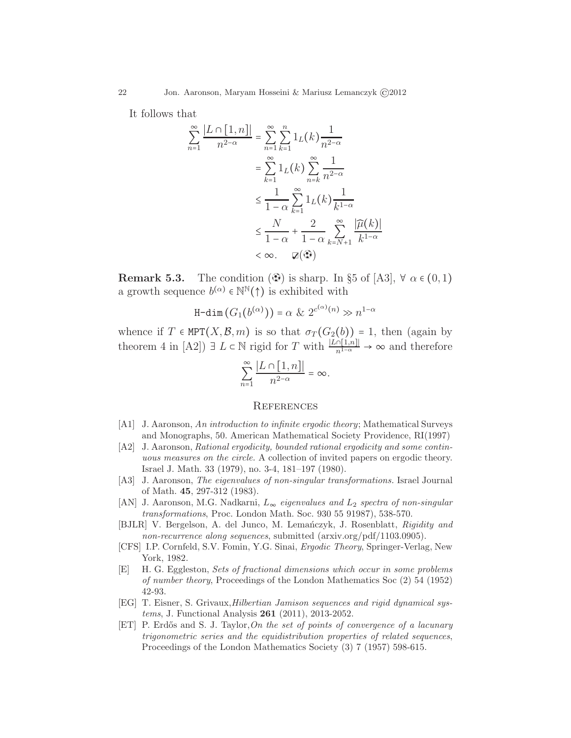It follows that

$$
\begin{aligned}
\sum_{n=1}^{\infty} \frac{|L \cap [1,n]|}{n^{2-\alpha}} &= \sum_{n=1}^{\infty} \sum_{k=1}^{n} 1_L(k) \frac{1}{n^{2-\alpha}} \\
&= \sum_{k=1}^{\infty} 1_L(k) \sum_{n=k}^{\infty} \frac{1}{n^{2-\alpha}} \\
&\le \frac{1}{1-\alpha} \sum_{k=1}^{\infty} 1_L(k) \frac{1}{k^{1-\alpha}} \\
&\le \frac{N}{1-\alpha} + \frac{2}{1-\alpha} \sum_{k=N+1}^{\infty} \frac{|\widehat{\mu}(k)|}{k^{1-\alpha}} \\
&< \infty. \quad ☑(⚽)
\end{aligned}
$$

**Remark 5.3.** The condition (⚽) is sharp. In §5 of [A3], $\forall\ \alpha \in (0,1)$ a growth sequence $b^{(\alpha)} \in \mathbb{N}^{\mathbb{N}}(\uparrow)$ is exhibited with

$$
\texttt{H-dim}\,(G_1(b^{(\alpha)})) = \alpha \ \&\ 2^{c^{(\alpha)}(n)} \gg n^{1-\alpha}
$$

whence if $T \in \texttt{MPT}(X, \mathcal{B}, m)$ is so that $\sigma_T(G_2(b)) = 1$, then (again by theorem 4 in [A2]) $\exists\ L \subset \mathbb{N}$ rigid for $T$ with $\frac{|L \cap [1,n]|}{n^{1-\alpha}} \to \infty$ and therefore

$$
\sum_{n=1}^{\infty} \frac{|L \cap [1,n]|}{n^{2-\alpha}} = \infty.
$$

## References

- [A1] J. Aaronson, *An introduction to infinite ergodic theory*; Mathematical Surveys and Monographs, 50. American Mathematical Society Providence, RI(1997)
- [A2] J. Aaronson, *Rational ergodicity, bounded rational ergodicity and some continuous measures on the circle.* A collection of invited papers on ergodic theory. Israel J. Math. 33 (1979), no. 3-4, 181–197 (1980).
- [A3] J. Aaronson, *The eigenvalues of non-singular transformations.* Israel Journal of Math. **45**, 297-312 (1983).
- [AN] J. Aaronson, M.G. Nadkarni, *$L_\infty$ eigenvalues and $L_2$ spectra of non-singular transformations*, Proc. London Math. Soc. 930 55 91987), 538-570.
- [BJLR] V. Bergelson, A. del Junco, M. Lemańczyk, J. Rosenblatt, *Rigidity and non-recurrence along sequences*, submitted (arxiv.org/pdf/1103.0905).
- [CFS] I.P. Cornfeld, S.V. Fomin, Y.G. Sinai, *Ergodic Theory*, Springer-Verlag, New York, 1982.
- [E] H. G. Eggleston, *Sets of fractional dimensions which occur in some problems of number theory*, Proceedings of the London Mathematics Soc (2) 54 (1952) 42-93.
- [EG] T. Eisner, S. Grivaux,*Hilbertian Jamison sequences and rigid dynamical systems*, J. Functional Analysis **261** (2011), 2013-2052.
- [ET] P. Erdős and S. J. Taylor,*On the set of points of convergence of a lacunary trigonometric series and the equidistribution properties of related sequences*, Proceedings of the London Mathematics Society (3) 7 (1957) 598-615.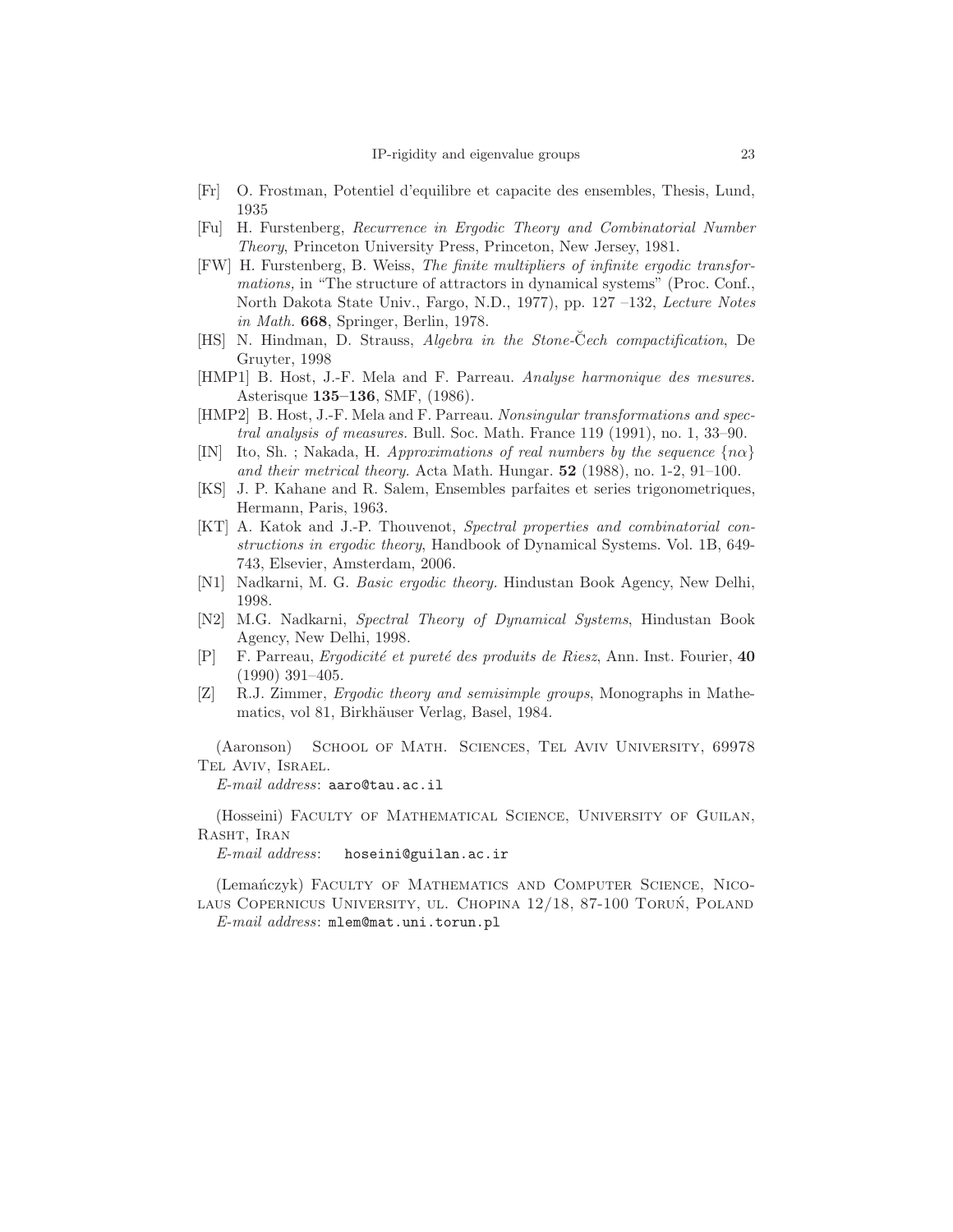- [Fr] O. Frostman, Potentiel d'equilibre et capacite des ensembles, Thesis, Lund, 1935
- [Fu] H. Furstenberg, *Recurrence in Ergodic Theory and Combinatorial Number Theory*, Princeton University Press, Princeton, New Jersey, 1981.
- [FW] H. Furstenberg, B. Weiss, *The finite multipliers of infinite ergodic transformations,* in "The structure of attractors in dynamical systems" (Proc. Conf., North Dakota State Univ., Fargo, N.D., 1977), pp. 127 –132, *Lecture Notes in Math.* **668**, Springer, Berlin, 1978.
- [HS] N. Hindman, D. Strauss, *Algebra in the Stone-Čech compactification*, De Gruyter, 1998
- [HMP1] B. Host, J.-F. Mela and F. Parreau. *Analyse harmonique des mesures.* Asterisque **135–136**, SMF, (1986).
- [HMP2] B. Host, J.-F. Mela and F. Parreau. *Nonsingular transformations and spectral analysis of measures.* Bull. Soc. Math. France 119 (1991), no. 1, 33–90.
- [IN] Ito, Sh. ; Nakada, H. *Approximations of real numbers by the sequence* $\{n\alpha\}$ *and their metrical theory.* Acta Math. Hungar. **52** (1988), no. 1-2, 91–100.
- [KS] J. P. Kahane and R. Salem, Ensembles parfaites et series trigonometriques, Hermann, Paris, 1963.
- [KT] A. Katok and J.-P. Thouvenot, *Spectral properties and combinatorial constructions in ergodic theory*, Handbook of Dynamical Systems. Vol. 1B, 649-743, Elsevier, Amsterdam, 2006.
- [N1] Nadkarni, M. G. *Basic ergodic theory.* Hindustan Book Agency, New Delhi, 1998.
- [N2] M.G. Nadkarni, *Spectral Theory of Dynamical Systems*, Hindustan Book Agency, New Delhi, 1998.
- [P] F. Parreau, *Ergodicité et pureté des produits de Riesz*, Ann. Inst. Fourier, **40** (1990) 391–405.
- [Z] R.J. Zimmer, *Ergodic theory and semisimple groups*, Monographs in Mathematics, vol 81, Birkhäuser Verlag, Basel, 1984.

(Aaronson) School of Math. Sciences, Tel Aviv University, 69978 Tel Aviv, Israel.

*E-mail address*: aaro@tau.ac.il

(Hosseini) Faculty of Mathematical Science, University of Guilan, Rasht, Iran

*E-mail address*: hoseini@guilan.ac.ir

(Lemańczyk) Faculty of Mathematics and Computer Science, Nicolaus Copernicus University, ul. Chopina 12/18, 87-100 Toruń, Poland

*E-mail address*: mlem@mat.uni.torun.pl